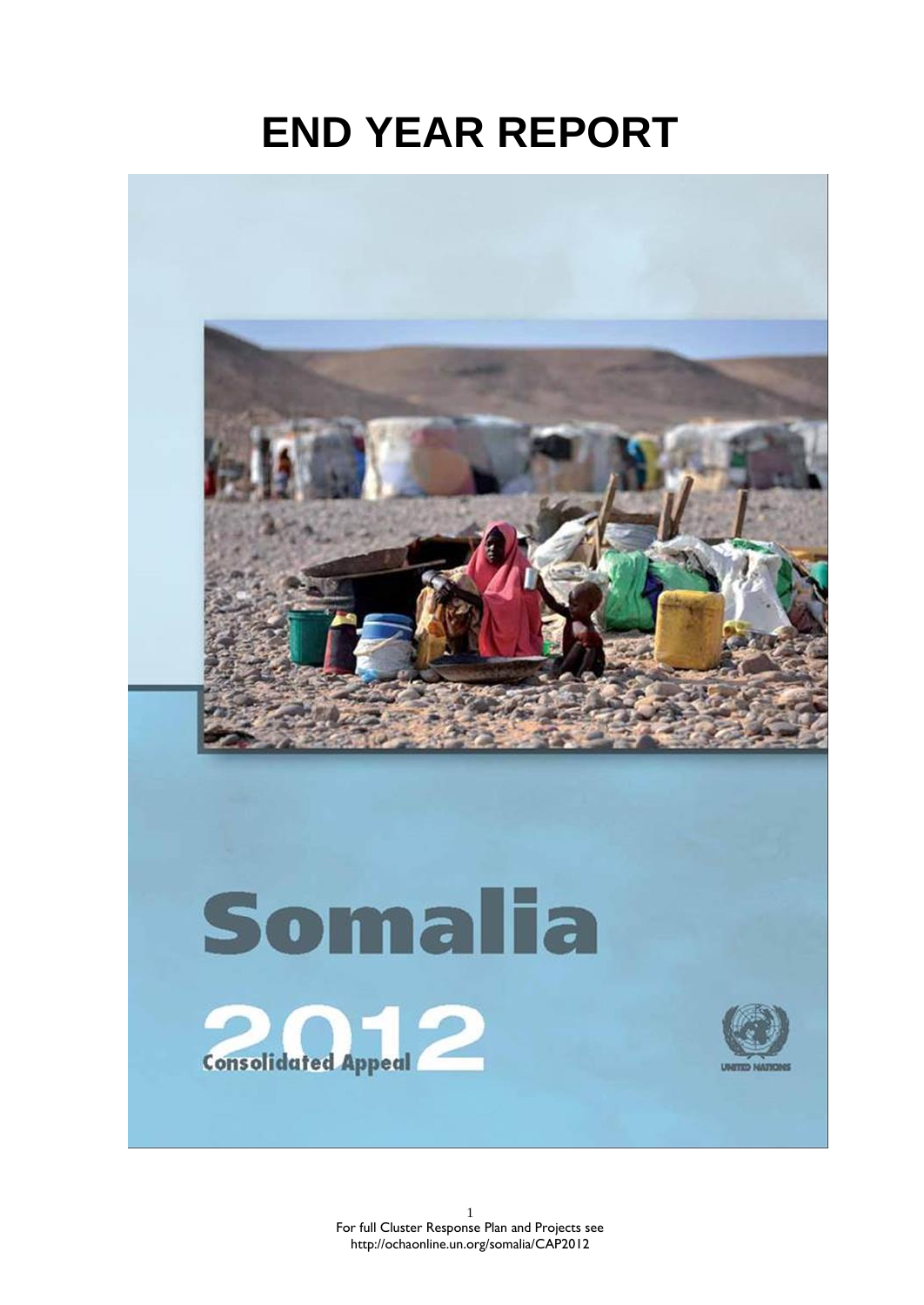# END YEAR REPORT

# Somalia

## 2012

Consolidated Appeal

UNITED NATIONS

For full Cluster Response Plan and Projects see http://ochaonline.un.org/somalia/CAP2012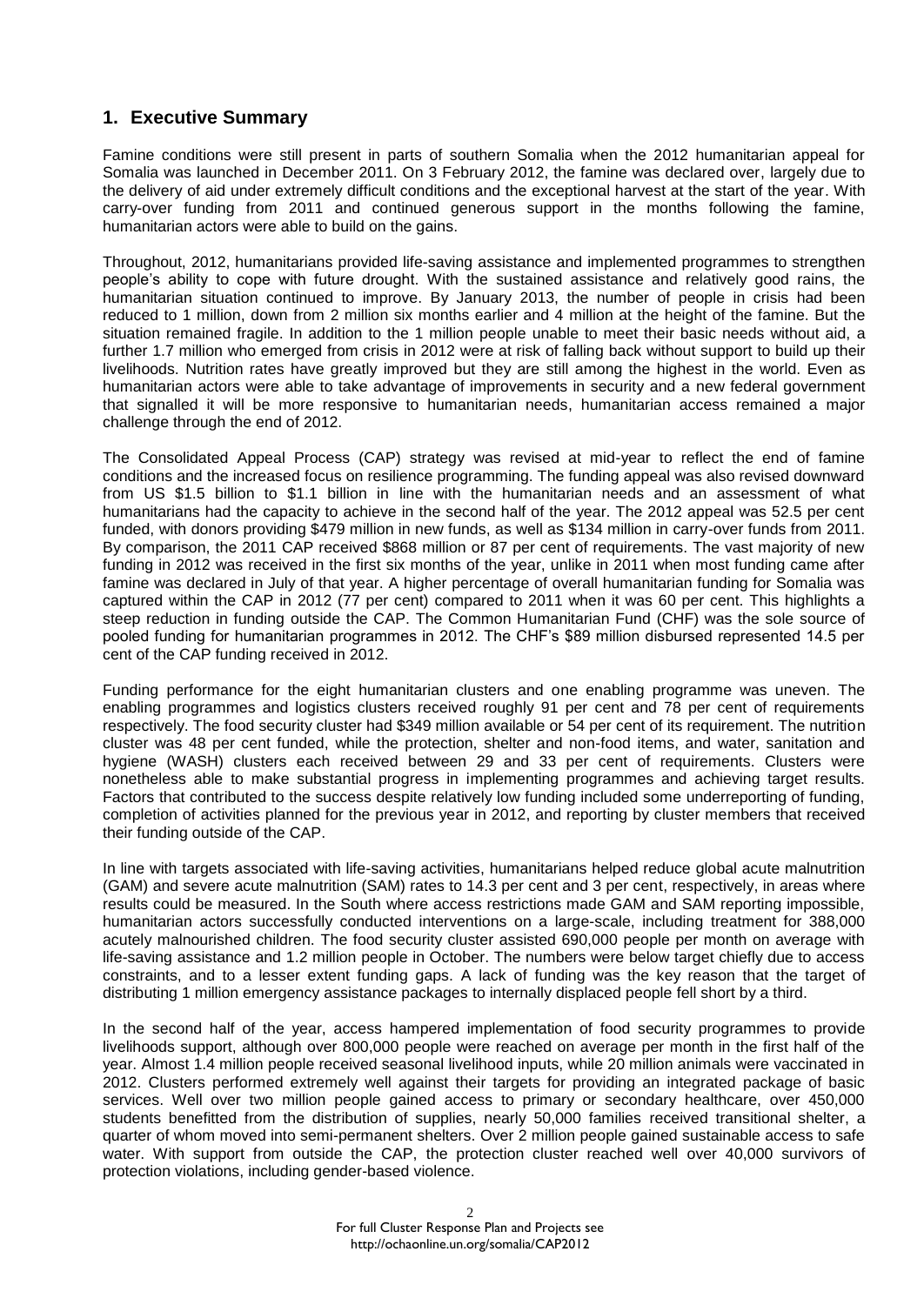## 1. Executive Summary

Famine conditions were still present in parts of southern Somalia when the 2012 humanitarian appeal for Somalia was launched in December 2011. On 3 February 2012, the famine was declared over, largely due to the delivery of aid under extremely difficult conditions and the exceptional harvest at the start of the year. With carry-over funding from 2011 and continued generous support in the months following the famine, humanitarian actors were able to build on the gains.

Throughout, 2012, humanitarians provided life-saving assistance and implemented programmes to strengthen people's ability to cope with future drought. With the sustained assistance and relatively good rains, the humanitarian situation continued to improve. By January 2013, the number of people in crisis had been reduced to 1 million, down from 2 million six months earlier and 4 million at the height of the famine. But the situation remained fragile. In addition to the 1 million people unable to meet their basic needs without aid, a further 1.7 million who emerged from crisis in 2012 were at risk of falling back without support to build up their livelihoods. Nutrition rates have greatly improved but they are still among the highest in the world. Even as humanitarian actors were able to take advantage of improvements in security and a new federal government that signalled it will be more responsive to humanitarian needs, humanitarian access remained a major challenge through the end of 2012.

The Consolidated Appeal Process (CAP) strategy was revised at mid-year to reflect the end of famine conditions and the increased focus on resilience programming. The funding appeal was also revised downward from US $1.5 billion to $1.1 billion in line with the humanitarian needs and an assessment of what humanitarians had the capacity to achieve in the second half of the year. The 2012 appeal was 52.5 per cent funded, with donors providing $479 million in new funds, as well as $134 million in carry-over funds from 2011. By comparison, the 2011 CAP received $868 million or 87 per cent of requirements. The vast majority of new funding in 2012 was received in the first six months of the year, unlike in 2011 when most funding came after famine was declared in July of that year. A higher percentage of overall humanitarian funding for Somalia was captured within the CAP in 2012 (77 per cent) compared to 2011 when it was 60 per cent. This highlights a steep reduction in funding outside the CAP. The Common Humanitarian Fund (CHF) was the sole source of pooled funding for humanitarian programmes in 2012. The CHF's $89 million disbursed represented 14.5 per cent of the CAP funding received in 2012.

Funding performance for the eight humanitarian clusters and one enabling programme was uneven. The enabling programmes and logistics clusters received roughly 91 per cent and 78 per cent of requirements respectively. The food security cluster had $349 million available or 54 per cent of its requirement. The nutrition cluster was 48 per cent funded, while the protection, shelter and non-food items, and water, sanitation and hygiene (WASH) clusters each received between 29 and 33 per cent of requirements. Clusters were nonetheless able to make substantial progress in implementing programmes and achieving target results. Factors that contributed to the success despite relatively low funding included some underreporting of funding, completion of activities planned for the previous year in 2012, and reporting by cluster members that received their funding outside of the CAP.

In line with targets associated with life-saving activities, humanitarians helped reduce global acute malnutrition (GAM) and severe acute malnutrition (SAM) rates to 14.3 per cent and 3 per cent, respectively, in areas where results could be measured. In the South where access restrictions made GAM and SAM reporting impossible, humanitarian actors successfully conducted interventions on a large-scale, including treatment for 388,000 acutely malnourished children. The food security cluster assisted 690,000 people per month on average with life-saving assistance and 1.2 million people in October. The numbers were below target chiefly due to access constraints, and to a lesser extent funding gaps. A lack of funding was the key reason that the target of distributing 1 million emergency assistance packages to internally displaced people fell short by a third.

In the second half of the year, access hampered implementation of food security programmes to provide livelihoods support, although over 800,000 people were reached on average per month in the first half of the year. Almost 1.4 million people received seasonal livelihood inputs, while 20 million animals were vaccinated in 2012. Clusters performed extremely well against their targets for providing an integrated package of basic services. Well over two million people gained access to primary or secondary healthcare, over 450,000 students benefitted from the distribution of supplies, nearly 50,000 families received transitional shelter, a quarter of whom moved into semi-permanent shelters. Over 2 million people gained sustainable access to safe water. With support from outside the CAP, the protection cluster reached well over 40,000 survivors of protection violations, including gender-based violence.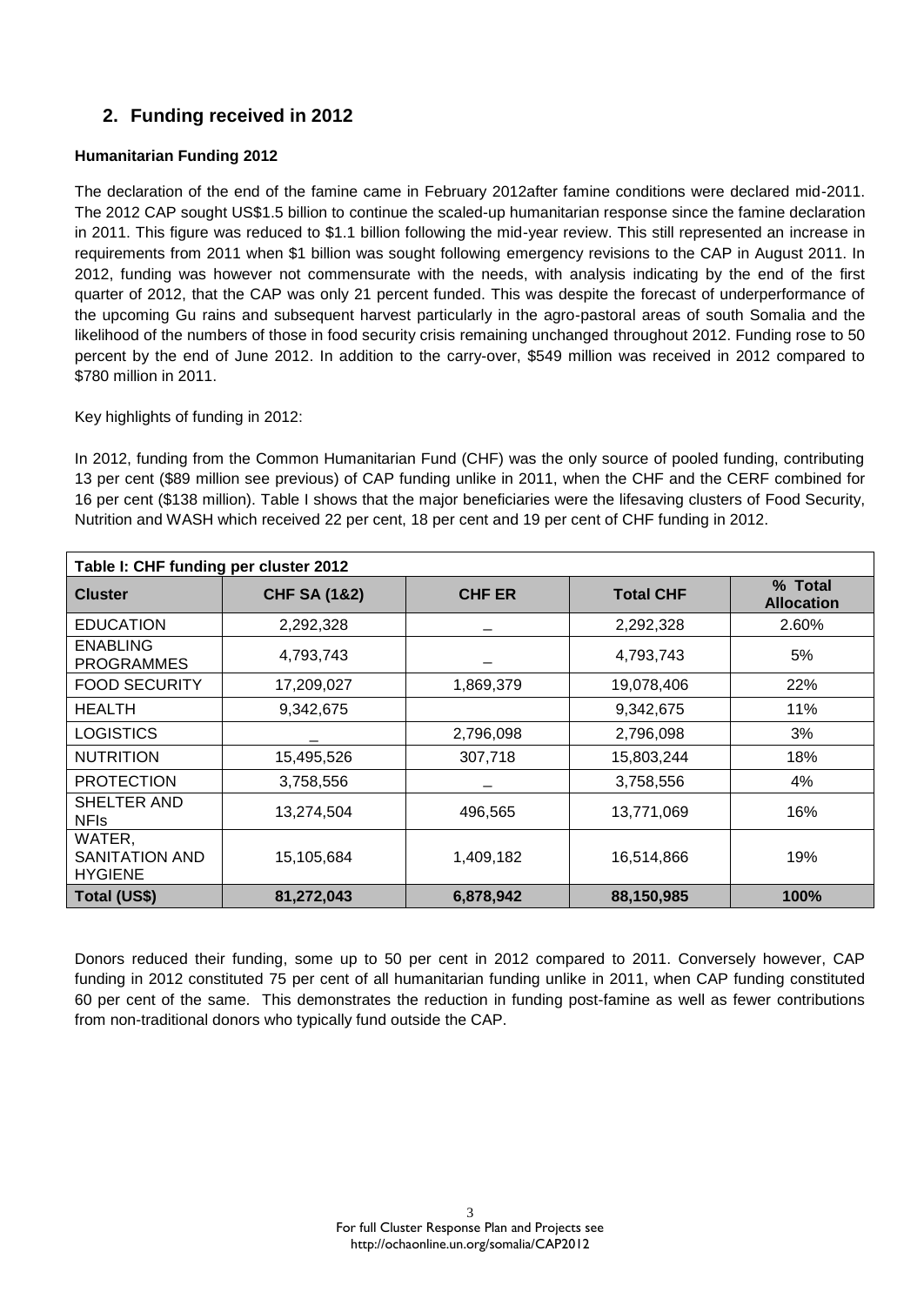## 2. Funding received in 2012

**Humanitarian Funding 2012**

The declaration of the end of the famine came in February 2012after famine conditions were declared mid-2011. The 2012 CAP sought US$1.5 billion to continue the scaled-up humanitarian response since the famine declaration in 2011. This figure was reduced to $1.1 billion following the mid-year review. This still represented an increase in requirements from 2011 when $1 billion was sought following emergency revisions to the CAP in August 2011. In 2012, funding was however not commensurate with the needs, with analysis indicating by the end of the first quarter of 2012, that the CAP was only 21 percent funded. This was despite the forecast of underperformance of the upcoming Gu rains and subsequent harvest particularly in the agro-pastoral areas of south Somalia and the likelihood of the numbers of those in food security crisis remaining unchanged throughout 2012. Funding rose to 50 percent by the end of June 2012. In addition to the carry-over, $549 million was received in 2012 compared to $780 million in 2011.

Key highlights of funding in 2012:

In 2012, funding from the Common Humanitarian Fund (CHF) was the only source of pooled funding, contributing 13 per cent ($89 million see previous) of CAP funding unlike in 2011, when the CHF and the CERF combined for 16 per cent ($138 million). Table I shows that the major beneficiaries were the lifesaving clusters of Food Security, Nutrition and WASH which received 22 per cent, 18 per cent and 19 per cent of CHF funding in 2012.

**Table I: CHF funding per cluster 2012**

| Cluster | CHF SA (1&2) | CHF ER | Total CHF | % Total Allocation |
|---|---|---|---|---|
| EDUCATION | 2,292,328 | _ | 2,292,328 | 2.60% |
| ENABLING PROGRAMMES | 4,793,743 | _ | 4,793,743 | 5% |
| FOOD SECURITY | 17,209,027 | 1,869,379 | 19,078,406 | 22% |
| HEALTH | 9,342,675 | | 9,342,675 | 11% |
| LOGISTICS | _ | 2,796,098 | 2,796,098 | 3% |
| NUTRITION | 15,495,526 | 307,718 | 15,803,244 | 18% |
| PROTECTION | 3,758,556 | _ | 3,758,556 | 4% |
| SHELTER AND NFIs | 13,274,504 | 496,565 | 13,771,069 | 16% |
| WATER, SANITATION AND HYGIENE | 15,105,684 | 1,409,182 | 16,514,866 | 19% |
| **Total (US$)** | **81,272,043** | **6,878,942** | **88,150,985** | **100%** |

Donors reduced their funding, some up to 50 per cent in 2012 compared to 2011. Conversely however, CAP funding in 2012 constituted 75 per cent of all humanitarian funding unlike in 2011, when CAP funding constituted 60 per cent of the same. This demonstrates the reduction in funding post-famine as well as fewer contributions from non-traditional donors who typically fund outside the CAP.

For full Cluster Response Plan and Projects see http://ochaonline.un.org/somalia/CAP2012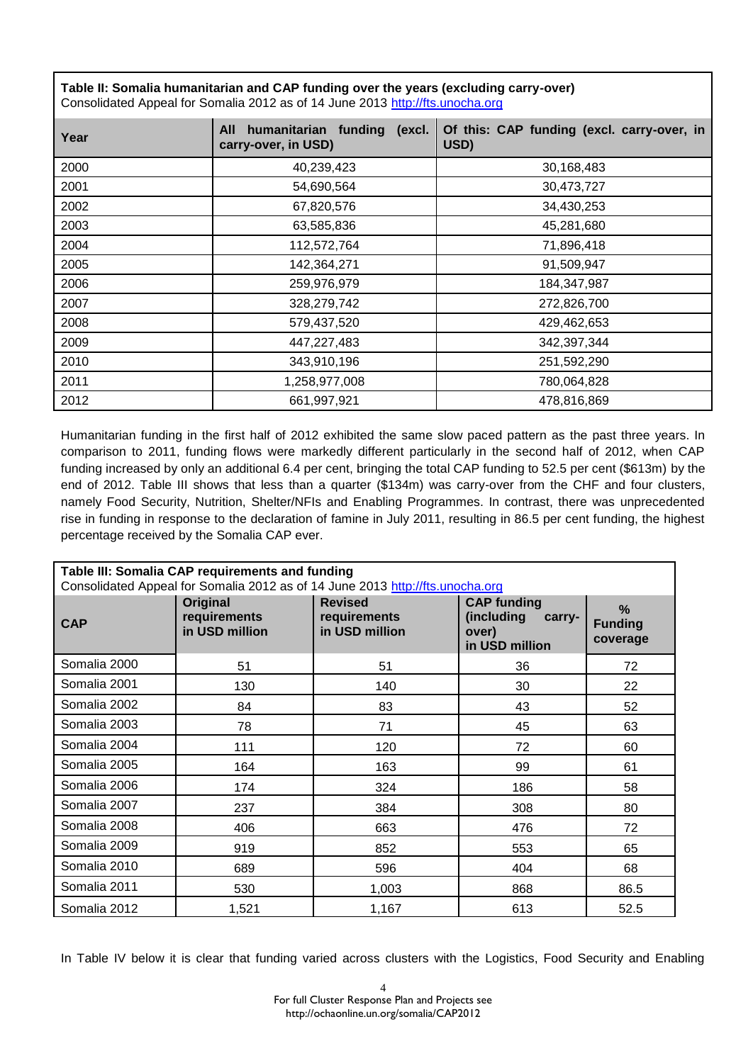| Table II: Somalia humanitarian and CAP funding over the years (excluding carry-over)<br>Consolidated Appeal for Somalia 2012 as of 14 June 2013 http://fts.unocha.org | | |
|---|---|---|
| **Year** | **All humanitarian funding (excl. carry-over, in USD)** | **Of this: CAP funding (excl. carry-over, in USD)** |
| 2000 | 40,239,423 | 30,168,483 |
| 2001 | 54,690,564 | 30,473,727 |
| 2002 | 67,820,576 | 34,430,253 |
| 2003 | 63,585,836 | 45,281,680 |
| 2004 | 112,572,764 | 71,896,418 |
| 2005 | 142,364,271 | 91,509,947 |
| 2006 | 259,976,979 | 184,347,987 |
| 2007 | 328,279,742 | 272,826,700 |
| 2008 | 579,437,520 | 429,462,653 |
| 2009 | 447,227,483 | 342,397,344 |
| 2010 | 343,910,196 | 251,592,290 |
| 2011 | 1,258,977,008 | 780,064,828 |
| 2012 | 661,997,921 | 478,816,869 |

Humanitarian funding in the first half of 2012 exhibited the same slow paced pattern as the past three years. In comparison to 2011, funding flows were markedly different particularly in the second half of 2012, when CAP funding increased by only an additional 6.4 per cent, bringing the total CAP funding to 52.5 per cent ($613m) by the end of 2012. Table III shows that less than a quarter ($134m) was carry-over from the CHF and four clusters, namely Food Security, Nutrition, Shelter/NFIs and Enabling Programmes. In contrast, there was unprecedented rise in funding in response to the declaration of famine in July 2011, resulting in 86.5 per cent funding, the highest percentage received by the Somalia CAP ever.

| Table III: Somalia CAP requirements and funding<br>Consolidated Appeal for Somalia 2012 as of 14 June 2013 http://fts.unocha.org | | | | |
|---|---|---|---|---|
| **CAP** | **Original requirements in USD million** | **Revised requirements in USD million** | **CAP funding (including carry-over) in USD million** | **% Funding coverage** |
| Somalia 2000 | 51 | 51 | 36 | 72 |
| Somalia 2001 | 130 | 140 | 30 | 22 |
| Somalia 2002 | 84 | 83 | 43 | 52 |
| Somalia 2003 | 78 | 71 | 45 | 63 |
| Somalia 2004 | 111 | 120 | 72 | 60 |
| Somalia 2005 | 164 | 163 | 99 | 61 |
| Somalia 2006 | 174 | 324 | 186 | 58 |
| Somalia 2007 | 237 | 384 | 308 | 80 |
| Somalia 2008 | 406 | 663 | 476 | 72 |
| Somalia 2009 | 919 | 852 | 553 | 65 |
| Somalia 2010 | 689 | 596 | 404 | 68 |
| Somalia 2011 | 530 | 1,003 | 868 | 86.5 |
| Somalia 2012 | 1,521 | 1,167 | 613 | 52.5 |

In Table IV below it is clear that funding varied across clusters with the Logistics, Food Security and Enabling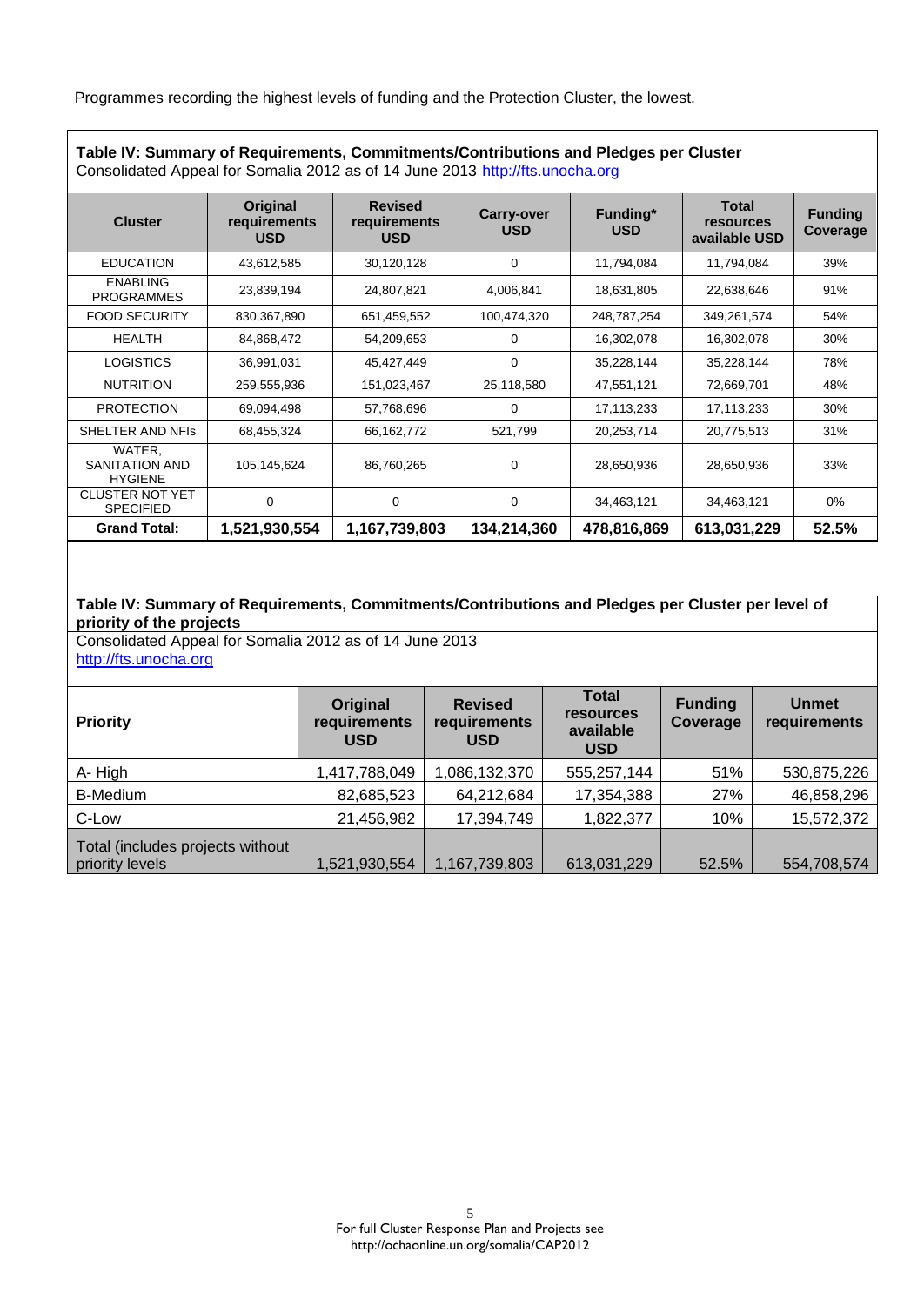Programmes recording the highest levels of funding and the Protection Cluster, the lowest.

**Table IV: Summary of Requirements, Commitments/Contributions and Pledges per Cluster**
Consolidated Appeal for Somalia 2012 as of 14 June 2013 http://fts.unocha.org

| Cluster | Original requirements USD | Revised requirements USD | Carry-over USD | Funding* USD | Total resources available USD | Funding Coverage |
|---|---|---|---|---|---|---|
| EDUCATION | 43,612,585 | 30,120,128 | 0 | 11,794,084 | 11,794,084 | 39% |
| ENABLING PROGRAMMES | 23,839,194 | 24,807,821 | 4,006,841 | 18,631,805 | 22,638,646 | 91% |
| FOOD SECURITY | 830,367,890 | 651,459,552 | 100,474,320 | 248,787,254 | 349,261,574 | 54% |
| HEALTH | 84,868,472 | 54,209,653 | 0 | 16,302,078 | 16,302,078 | 30% |
| LOGISTICS | 36,991,031 | 45,427,449 | 0 | 35,228,144 | 35,228,144 | 78% |
| NUTRITION | 259,555,936 | 151,023,467 | 25,118,580 | 47,551,121 | 72,669,701 | 48% |
| PROTECTION | 69,094,498 | 57,768,696 | 0 | 17,113,233 | 17,113,233 | 30% |
| SHELTER AND NFIs | 68,455,324 | 66,162,772 | 521,799 | 20,253,714 | 20,775,513 | 31% |
| WATER, SANITATION AND HYGIENE | 105,145,624 | 86,760,265 | 0 | 28,650,936 | 28,650,936 | 33% |
| CLUSTER NOT YET SPECIFIED | 0 | 0 | 0 | 34,463,121 | 34,463,121 | 0% |
| **Grand Total:** | **1,521,930,554** | **1,167,739,803** | **134,214,360** | **478,816,869** | **613,031,229** | **52.5%** |

**Table IV: Summary of Requirements, Commitments/Contributions and Pledges per Cluster per level of priority of the projects**
Consolidated Appeal for Somalia 2012 as of 14 June 2013
http://fts.unocha.org

| Priority | Original requirements USD | Revised requirements USD | Total resources available USD | Funding Coverage | Unmet requirements |
|---|---|---|---|---|---|
| A- High | 1,417,788,049 | 1,086,132,370 | 555,257,144 | 51% | 530,875,226 |
| B-Medium | 82,685,523 | 64,212,684 | 17,354,388 | 27% | 46,858,296 |
| C-Low | 21,456,982 | 17,394,749 | 1,822,377 | 10% | 15,572,372 |
| Total (includes projects without priority levels | 1,521,930,554 | 1,167,739,803 | 613,031,229 | 52.5% | 554,708,574 |

For full Cluster Response Plan and Projects see
http://ochaonline.un.org/somalia/CAP2012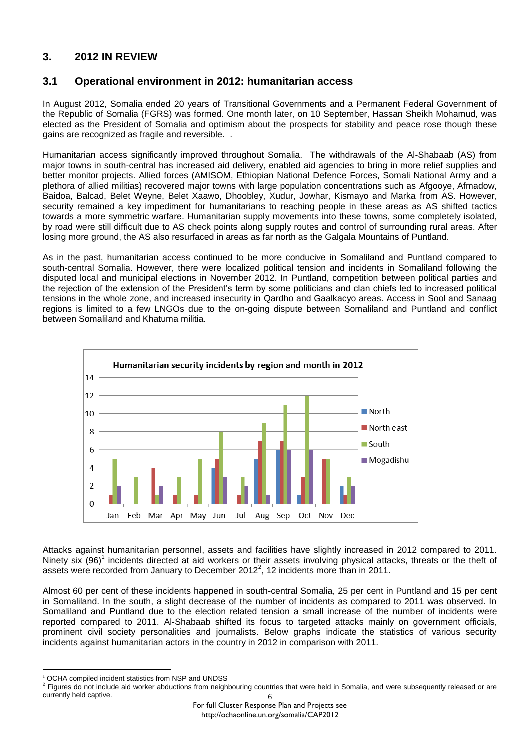## 3. 2012 IN REVIEW

### 3.1 Operational environment in 2012: humanitarian access

In August 2012, Somalia ended 20 years of Transitional Governments and a Permanent Federal Government of the Republic of Somalia (FGRS) was formed. One month later, on 10 September, Hassan Sheikh Mohamud, was elected as the President of Somalia and optimism about the prospects for stability and peace rose though these gains are recognized as fragile and reversible. .

Humanitarian access significantly improved throughout Somalia. The withdrawals of the Al-Shabaab (AS) from major towns in south-central has increased aid delivery, enabled aid agencies to bring in more relief supplies and better monitor projects. Allied forces (AMISOM, Ethiopian National Defence Forces, Somali National Army and a plethora of allied militias) recovered major towns with large population concentrations such as Afgooye, Afmadow, Baidoa, Balcad, Belet Weyne, Belet Xaawo, Dhoobley, Xudur, Jowhar, Kismayo and Marka from AS. However, security remained a key impediment for humanitarians to reaching people in these areas as AS shifted tactics towards a more symmetric warfare. Humanitarian supply movements into these towns, some completely isolated, by road were still difficult due to AS check points along supply routes and control of surrounding rural areas. After losing more ground, the AS also resurfaced in areas as far north as the Galgala Mountains of Puntland.

As in the past, humanitarian access continued to be more conducive in Somaliland and Puntland compared to south-central Somalia. However, there were localized political tension and incidents in Somaliland following the disputed local and municipal elections in November 2012. In Puntland, competition between political parties and the rejection of the extension of the President's term by some politicians and clan chiefs led to increased political tensions in the whole zone, and increased insecurity in Qardho and Gaalkacyo areas. Access in Sool and Sanaag regions is limited to a few LNGOs due to the on-going dispute between Somaliland and Puntland and conflict between Somaliland and Khatuma militia.

**Humanitarian security incidents by region and month in 2012**

Attacks against humanitarian personnel, assets and facilities have slightly increased in 2012 compared to 2011. Ninety six (96)[1] incidents directed at aid workers or their assets involving physical attacks, threats or the theft of assets were recorded from January to December 2012[2], 12 incidents more than in 2011.

Almost 60 per cent of these incidents happened in south-central Somalia, 25 per cent in Puntland and 15 per cent in Somaliland. In the south, a slight decrease of the number of incidents as compared to 2011 was observed. In Somaliland and Puntland due to the election related tension a small increase of the number of incidents were reported compared to 2011. Al-Shabaab shifted its focus to targeted attacks mainly on government officials, prominent civil society personalities and journalists. Below graphs indicate the statistics of various security incidents against humanitarian actors in the country in 2012 in comparison with 2011.

---

[1] OCHA compiled incident statistics from NSP and UNDSS

[2] Figures do not include aid worker abductions from neighbouring countries that were held in Somalia, and were subsequently released or are currently held captive.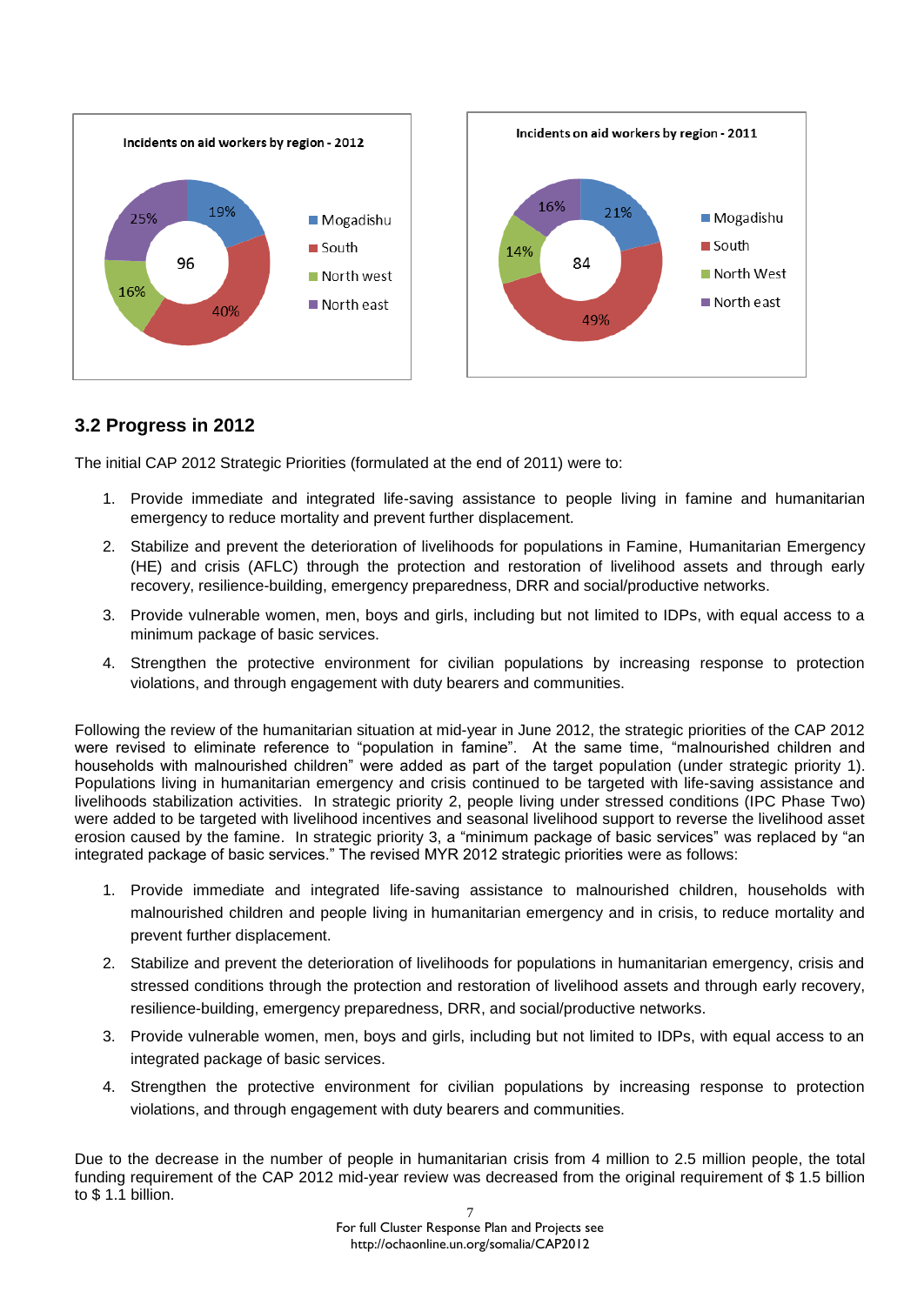**Incidents on aid workers by region - 2012**

| Region | Share |
|---|---|
| Mogadishu | 19% |
| South | 40% |
| North west | 16% |
| North east | 25% |
| Total | 96 |

**Incidents on aid workers by region - 2011**

| Region | Share |
|---|---|
| Mogadishu | 21% |
| South | 49% |
| North West | 14% |
| North east | 16% |
| Total | 84 |

## 3.2 Progress in 2012

The initial CAP 2012 Strategic Priorities (formulated at the end of 2011) were to:

1. Provide immediate and integrated life-saving assistance to people living in famine and humanitarian emergency to reduce mortality and prevent further displacement.
2. Stabilize and prevent the deterioration of livelihoods for populations in Famine, Humanitarian Emergency (HE) and crisis (AFLC) through the protection and restoration of livelihood assets and through early recovery, resilience-building, emergency preparedness, DRR and social/productive networks.
3. Provide vulnerable women, men, boys and girls, including but not limited to IDPs, with equal access to a minimum package of basic services.
4. Strengthen the protective environment for civilian populations by increasing response to protection violations, and through engagement with duty bearers and communities.

Following the review of the humanitarian situation at mid-year in June 2012, the strategic priorities of the CAP 2012 were revised to eliminate reference to "population in famine". At the same time, "malnourished children and households with malnourished children" were added as part of the target population (under strategic priority 1). Populations living in humanitarian emergency and crisis continued to be targeted with life-saving assistance and livelihoods stabilization activities. In strategic priority 2, people living under stressed conditions (IPC Phase Two) were added to be targeted with livelihood incentives and seasonal livelihood support to reverse the livelihood asset erosion caused by the famine. In strategic priority 3, a "minimum package of basic services" was replaced by "an integrated package of basic services." The revised MYR 2012 strategic priorities were as follows:

1. Provide immediate and integrated life-saving assistance to malnourished children, households with malnourished children and people living in humanitarian emergency and in crisis, to reduce mortality and prevent further displacement.
2. Stabilize and prevent the deterioration of livelihoods for populations in humanitarian emergency, crisis and stressed conditions through the protection and restoration of livelihood assets and through early recovery, resilience-building, emergency preparedness, DRR, and social/productive networks.
3. Provide vulnerable women, men, boys and girls, including but not limited to IDPs, with equal access to an integrated package of basic services.
4. Strengthen the protective environment for civilian populations by increasing response to protection violations, and through engagement with duty bearers and communities.

Due to the decrease in the number of people in humanitarian crisis from 4 million to 2.5 million people, the total funding requirement of the CAP 2012 mid-year review was decreased from the original requirement of $ 1.5 billion to $ 1.1 billion.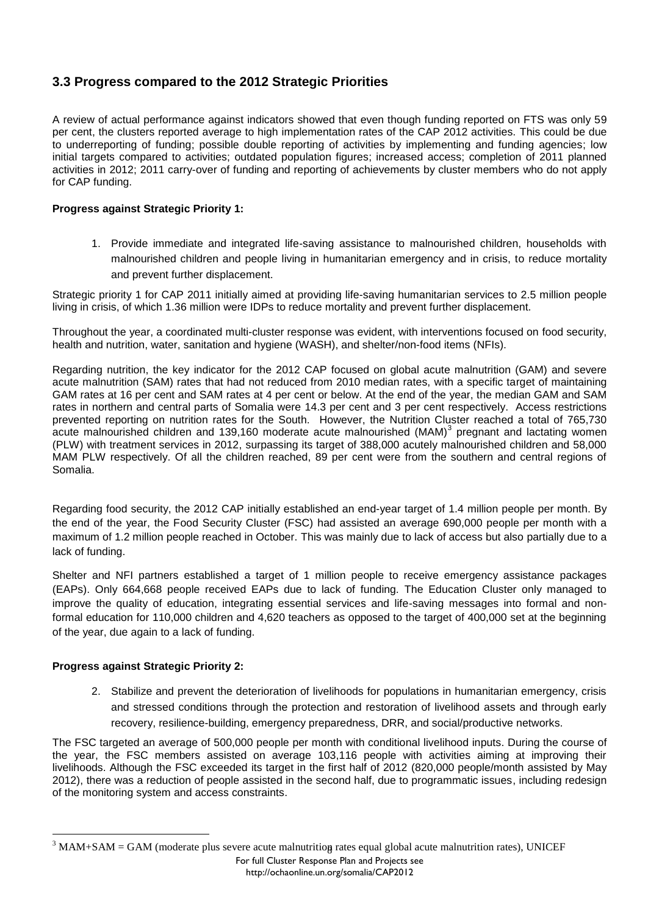## 3.3 Progress compared to the 2012 Strategic Priorities

A review of actual performance against indicators showed that even though funding reported on FTS was only 59 per cent, the clusters reported average to high implementation rates of the CAP 2012 activities. This could be due to underreporting of funding; possible double reporting of activities by implementing and funding agencies; low initial targets compared to activities; outdated population figures; increased access; completion of 2011 planned activities in 2012; 2011 carry-over of funding and reporting of achievements by cluster members who do not apply for CAP funding.

**Progress against Strategic Priority 1:**

1. Provide immediate and integrated life-saving assistance to malnourished children, households with malnourished children and people living in humanitarian emergency and in crisis, to reduce mortality and prevent further displacement.

Strategic priority 1 for CAP 2011 initially aimed at providing life-saving humanitarian services to 2.5 million people living in crisis, of which 1.36 million were IDPs to reduce mortality and prevent further displacement.

Throughout the year, a coordinated multi-cluster response was evident, with interventions focused on food security, health and nutrition, water, sanitation and hygiene (WASH), and shelter/non-food items (NFIs).

Regarding nutrition, the key indicator for the 2012 CAP focused on global acute malnutrition (GAM) and severe acute malnutrition (SAM) rates that had not reduced from 2010 median rates, with a specific target of maintaining GAM rates at 16 per cent and SAM rates at 4 per cent or below. At the end of the year, the median GAM and SAM rates in northern and central parts of Somalia were 14.3 per cent and 3 per cent respectively. Access restrictions prevented reporting on nutrition rates for the South. However, the Nutrition Cluster reached a total of 765,730 acute malnourished children and 139,160 moderate acute malnourished (MAM)[3] pregnant and lactating women (PLW) with treatment services in 2012, surpassing its target of 388,000 acutely malnourished children and 58,000 MAM PLW respectively. Of all the children reached, 89 per cent were from the southern and central regions of Somalia.

Regarding food security, the 2012 CAP initially established an end-year target of 1.4 million people per month. By the end of the year, the Food Security Cluster (FSC) had assisted an average 690,000 people per month with a maximum of 1.2 million people reached in October. This was mainly due to lack of access but also partially due to a lack of funding.

Shelter and NFI partners established a target of 1 million people to receive emergency assistance packages (EAPs). Only 664,668 people received EAPs due to lack of funding. The Education Cluster only managed to improve the quality of education, integrating essential services and life-saving messages into formal and non-formal education for 110,000 children and 4,620 teachers as opposed to the target of 400,000 set at the beginning of the year, due again to a lack of funding.

**Progress against Strategic Priority 2:**

2. Stabilize and prevent the deterioration of livelihoods for populations in humanitarian emergency, crisis and stressed conditions through the protection and restoration of livelihood assets and through early recovery, resilience-building, emergency preparedness, DRR, and social/productive networks.

The FSC targeted an average of 500,000 people per month with conditional livelihood inputs. During the course of the year, the FSC members assisted on average 103,116 people with activities aiming at improving their livelihoods. Although the FSC exceeded its target in the first half of 2012 (820,000 people/month assisted by May 2012), there was a reduction of people assisted in the second half, due to programmatic issues, including redesign of the monitoring system and access constraints.

[3] MAM+SAM = GAM (moderate plus severe acute malnutrition rates equal global acute malnutrition rates), UNICEF

For full Cluster Response Plan and Projects see http://ochaonline.un.org/somalia/CAP2012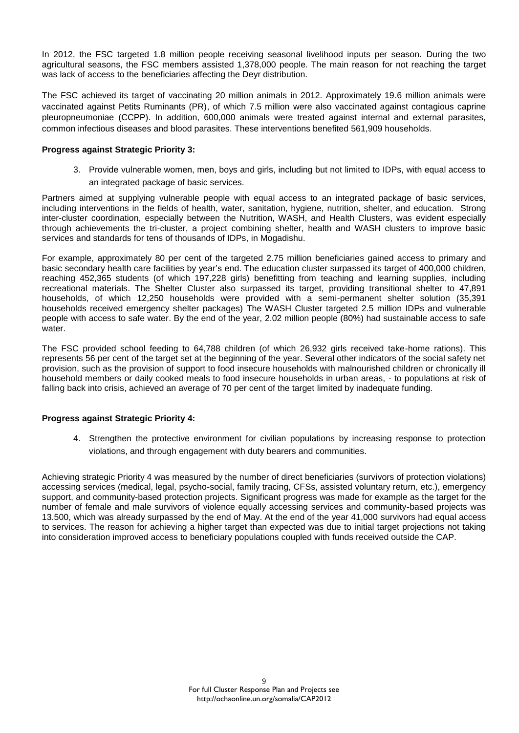In 2012, the FSC targeted 1.8 million people receiving seasonal livelihood inputs per season. During the two agricultural seasons, the FSC members assisted 1,378,000 people. The main reason for not reaching the target was lack of access to the beneficiaries affecting the Deyr distribution.

The FSC achieved its target of vaccinating 20 million animals in 2012. Approximately 19.6 million animals were vaccinated against Petits Ruminants (PR), of which 7.5 million were also vaccinated against contagious caprine pleuropneumoniae (CCPP). In addition, 600,000 animals were treated against internal and external parasites, common infectious diseases and blood parasites. These interventions benefited 561,909 households.

**Progress against Strategic Priority 3:**

3. Provide vulnerable women, men, boys and girls, including but not limited to IDPs, with equal access to an integrated package of basic services.

Partners aimed at supplying vulnerable people with equal access to an integrated package of basic services, including interventions in the fields of health, water, sanitation, hygiene, nutrition, shelter, and education. Strong inter-cluster coordination, especially between the Nutrition, WASH, and Health Clusters, was evident especially through achievements the tri-cluster, a project combining shelter, health and WASH clusters to improve basic services and standards for tens of thousands of IDPs, in Mogadishu.

For example, approximately 80 per cent of the targeted 2.75 million beneficiaries gained access to primary and basic secondary health care facilities by year's end. The education cluster surpassed its target of 400,000 children, reaching 452,365 students (of which 197,228 girls) benefitting from teaching and learning supplies, including recreational materials. The Shelter Cluster also surpassed its target, providing transitional shelter to 47,891 households, of which 12,250 households were provided with a semi-permanent shelter solution (35,391 households received emergency shelter packages) The WASH Cluster targeted 2.5 million IDPs and vulnerable people with access to safe water. By the end of the year, 2.02 million people (80%) had sustainable access to safe water.

The FSC provided school feeding to 64,788 children (of which 26,932 girls received take-home rations). This represents 56 per cent of the target set at the beginning of the year. Several other indicators of the social safety net provision, such as the provision of support to food insecure households with malnourished children or chronically ill household members or daily cooked meals to food insecure households in urban areas, - to populations at risk of falling back into crisis, achieved an average of 70 per cent of the target limited by inadequate funding.

**Progress against Strategic Priority 4:**

4. Strengthen the protective environment for civilian populations by increasing response to protection violations, and through engagement with duty bearers and communities.

Achieving strategic Priority 4 was measured by the number of direct beneficiaries (survivors of protection violations) accessing services (medical, legal, psycho-social, family tracing, CFSs, assisted voluntary return, etc.), emergency support, and community-based protection projects. Significant progress was made for example as the target for the number of female and male survivors of violence equally accessing services and community-based projects was 13.500, which was already surpassed by the end of May. At the end of the year 41,000 survivors had equal access to services. The reason for achieving a higher target than expected was due to initial target projections not taking into consideration improved access to beneficiary populations coupled with funds received outside the CAP.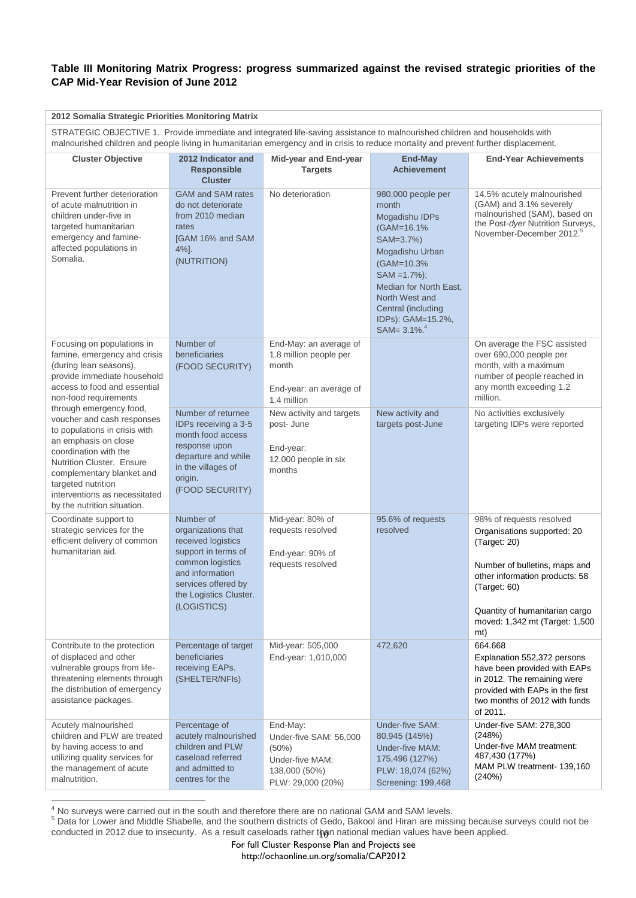**Table III Monitoring Matrix Progress: progress summarized against the revised strategic priorities of the CAP Mid-Year Revision of June 2012**

| 2012 Somalia Strategic Priorities Monitoring Matrix | | | | |
|---|---|---|---|---|
| STRATEGIC OBJECTIVE 1. Provide immediate and integrated life-saving assistance to malnourished children and households with malnourished children and people living in humanitarian emergency and in crisis to reduce mortality and prevent further displacement. | | | | |
| **Cluster Objective** | **2012 Indicator and Responsible Cluster** | **Mid-year and End-year Targets** | **End-May Achievement** | **End-Year Achievements** |
| Prevent further deterioration of acute malnutrition in children under-five in targeted humanitarian emergency and famine-affected populations in Somalia. | GAM and SAM rates do not deteriorate from 2010 median rates [GAM 16% and SAM 4%]. (NUTRITION) | No deterioration | 980,000 people per month Mogadishu IDPs (GAM=16.1% SAM=3.7%) Mogadishu Urban (GAM=10.3% SAM =1.7%); Median for North East, North West and Central (including IDPs): GAM=15.2%, SAM= 3.1%.[4] | 14.5% acutely malnourished (GAM) and 3.1% severely malnourished (SAM), based on the Post-*dyer* Nutrition Surveys, November-December 2012.[5] |
| Focusing on populations in famine, emergency and crisis (during lean seasons), provide immediate household access to food and essential non-food requirements through emergency food, voucher and cash responses to populations in crisis with an emphasis on close coordination with the Nutrition Cluster. Ensure complementary blanket and targeted nutrition interventions as necessitated by the nutrition situation. | Number of beneficiaries (FOOD SECURITY) | End-May: an average of 1.8 million people per month<br>End-year: an average of 1.4 million | | On average the FSC assisted over 690,000 people per month, with a maximum number of people reached in any month exceeding 1.2 million. |
| | Number of returnee IDPs receiving a 3-5 month food access response upon departure and while in the villages of origin. (FOOD SECURITY) | New activity and targets post- June<br>End-year: 12,000 people in six months | New activity and targets post-June | No activities exclusively targeting IDPs were reported |
| Coordinate support to strategic services for the efficient delivery of common humanitarian aid. | Number of organizations that received logistics support in terms of common logistics and information services offered by the Logistics Cluster. (LOGISTICS) | Mid-year: 80% of requests resolved<br>End-year: 90% of requests resolved | 95.6% of requests resolved | 98% of requests resolved<br>Organisations supported: 20 (Target: 20)<br>Number of bulletins, maps and other information products: 58 (Target: 60)<br>Quantity of humanitarian cargo moved: 1,342 mt (Target: 1,500 mt) |
| Contribute to the protection of displaced and other vulnerable groups from life-threatening elements through the distribution of emergency assistance packages. | Percentage of target beneficiaries receiving EAPs. (SHELTER/NFIs) | Mid-year: 505,000<br>End-year: 1,010,000 | 472,620 | 664.668<br>Explanation 552,372 persons have been provided with EAPs in 2012. The remaining were provided with EAPs in the first two months of 2012 with funds of 2011. |
| Acutely malnourished children and PLW are treated by having access to and utilizing quality services for the management of acute malnutrition. | Percentage of acutely malnourished children and PLW caseload referred and admitted to centres for the | End-May:<br>Under-five SAM: 56,000 (50%)<br>Under-five MAM: 138,000 (50%)<br>PLW: 29,000 (20%) | Under-five SAM: 80,945 (145%)<br>Under-five MAM: 175,496 (127%)<br>PLW: 18,074 (62%)<br>Screening: 199,468 | Under-five SAM: 278,300 (248%)<br>Under-five MAM treatment: 487,430 (177%)<br>MAM PLW treatment- 139,160 (240%) |

[4] No surveys were carried out in the south and therefore there are no national GAM and SAM levels.

[5] Data for Lower and Middle Shabelle, and the southern districts of Gedo, Bakool and Hiran are missing because surveys could not be conducted in 2012 due to insecurity. As a result caseloads rather than national median values have been applied.

For full Cluster Response Plan and Projects see http://ochaonline.un.org/somalia/CAP2012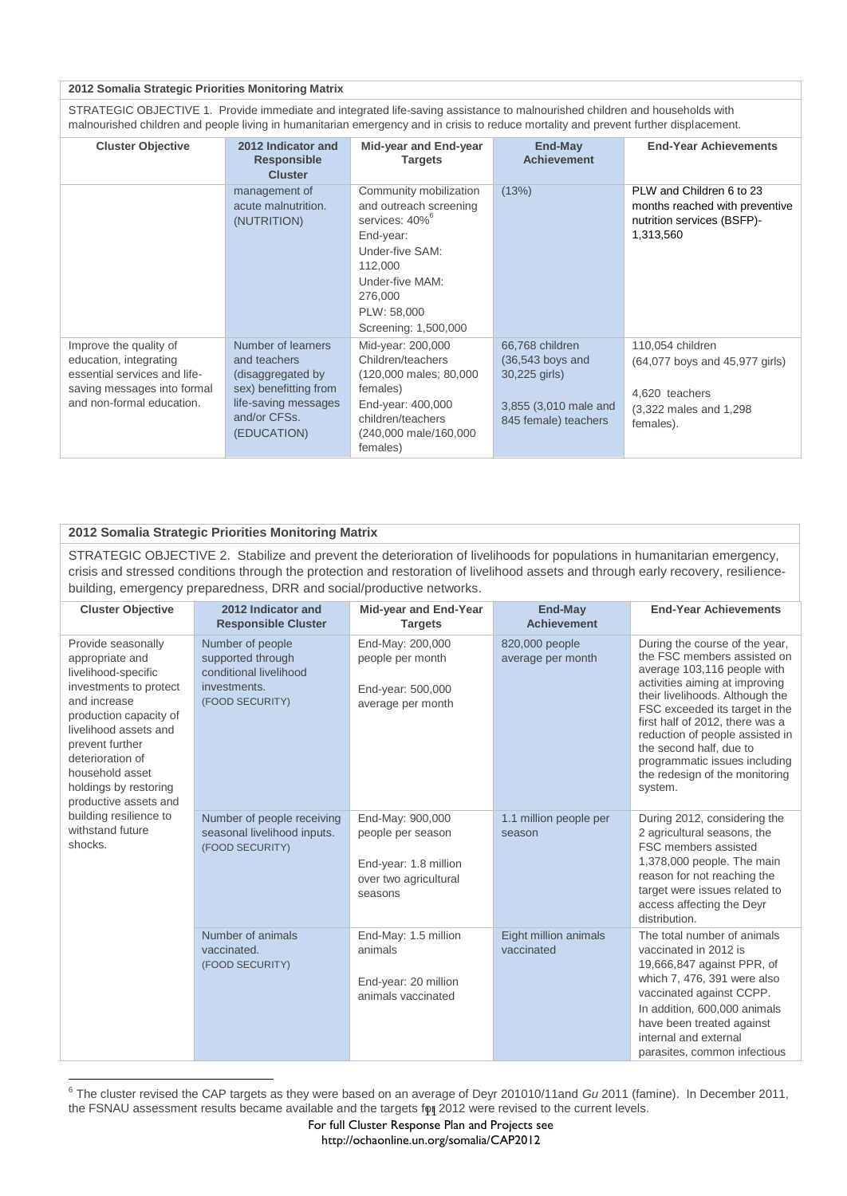**2012 Somalia Strategic Priorities Monitoring Matrix**

STRATEGIC OBJECTIVE 1. Provide immediate and integrated life-saving assistance to malnourished children and households with malnourished children and people living in humanitarian emergency and in crisis to reduce mortality and prevent further displacement.

| Cluster Objective | 2012 Indicator and Responsible Cluster | Mid-year and End-year Targets | End-May Achievement | End-Year Achievements |
|---|---|---|---|---|
| | management of acute malnutrition. (NUTRITION) | Community mobilization and outreach screening services: 40%[6] End-year: Under-five SAM: 112,000 Under-five MAM: 276,000 PLW: 58,000 Screening: 1,500,000 | (13%) | PLW and Children 6 to 23 months reached with preventive nutrition services (BSFP)- 1,313,560 |
| Improve the quality of education, integrating essential services and life-saving messages into formal and non-formal education. | Number of learners and teachers (disaggregated by sex) benefitting from life-saving messages and/or CFSs. (EDUCATION) | Mid-year: 200,000 Children/teachers (120,000 males; 80,000 females) End-year: 400,000 children/teachers (240,000 male/160,000 females) | 66,768 children (36,543 boys and 30,225 girls) 3,855 (3,010 male and 845 female) teachers | 110,054 children (64,077 boys and 45,977 girls) 4,620 teachers (3,322 males and 1,298 females). |

**2012 Somalia Strategic Priorities Monitoring Matrix**

STRATEGIC OBJECTIVE 2. Stabilize and prevent the deterioration of livelihoods for populations in humanitarian emergency, crisis and stressed conditions through the protection and restoration of livelihood assets and through early recovery, resilience-building, emergency preparedness, DRR and social/productive networks.

| Cluster Objective | 2012 Indicator and Responsible Cluster | Mid-year and End-Year Targets | End-May Achievement | End-Year Achievements |
|---|---|---|---|---|
| Provide seasonally appropriate and livelihood-specific investments to protect and increase production capacity of livelihood assets and prevent further deterioration of household asset holdings by restoring productive assets and building resilience to withstand future shocks. | Number of people supported through conditional livelihood investments. (FOOD SECURITY) | End-May: 200,000 people per month End-year: 500,000 average per month | 820,000 people average per month | During the course of the year, the FSC members assisted on average 103,116 people with activities aiming at improving their livelihoods. Although the FSC exceeded its target in the first half of 2012, there was a reduction of people assisted in the second half, due to programmatic issues including the redesign of the monitoring system. |
| | Number of people receiving seasonal livelihood inputs. (FOOD SECURITY) | End-May: 900,000 people per season End-year: 1.8 million over two agricultural seasons | 1.1 million people per season | During 2012, considering the 2 agricultural seasons, the FSC members assisted 1,378,000 people. The main reason for not reaching the target were issues related to access affecting the Deyr distribution. |
| | Number of animals vaccinated. (FOOD SECURITY) | End-May: 1.5 million animals End-year: 20 million animals vaccinated | Eight million animals vaccinated | The total number of animals vaccinated in 2012 is 19,666,847 against PPR, of which 7, 476, 391 were also vaccinated against CCPP. In addition, 600,000 animals have been treated against internal and external parasites, common infectious |

[6] The cluster revised the CAP targets as they were based on an average of Deyr 201010/11and *Gu* 2011 (famine). In December 2011, the FSNAU assessment results became available and the targets for 2012 were revised to the current levels.

For full Cluster Response Plan and Projects see http://ochaonline.un.org/somalia/CAP2012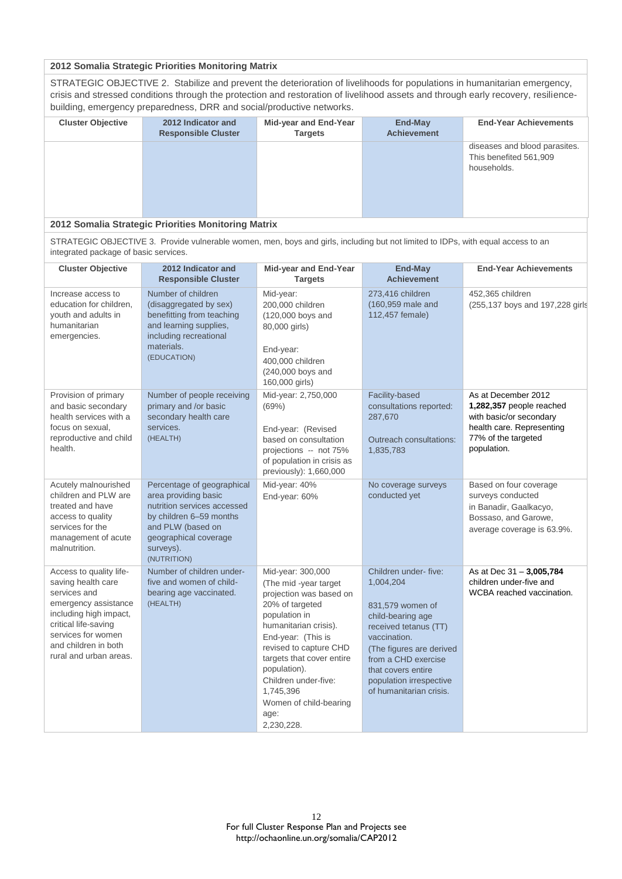**2012 Somalia Strategic Priorities Monitoring Matrix**

STRATEGIC OBJECTIVE 2. Stabilize and prevent the deterioration of livelihoods for populations in humanitarian emergency, crisis and stressed conditions through the protection and restoration of livelihood assets and through early recovery, resilience-building, emergency preparedness, DRR and social/productive networks.

| Cluster Objective | 2012 Indicator and Responsible Cluster | Mid-year and End-Year Targets | End-May Achievement | End-Year Achievements |
|---|---|---|---|---|
| | | | | diseases and blood parasites. This benefited 561,909 households. |

**2012 Somalia Strategic Priorities Monitoring Matrix**

STRATEGIC OBJECTIVE 3. Provide vulnerable women, men, boys and girls, including but not limited to IDPs, with equal access to an integrated package of basic services.

| Cluster Objective | 2012 Indicator and Responsible Cluster | Mid-year and End-Year Targets | End-May Achievement | End-Year Achievements |
|---|---|---|---|---|
| Increase access to education for children, youth and adults in humanitarian emergencies. | Number of children (disaggregated by sex) benefitting from teaching and learning supplies, including recreational materials. (EDUCATION) | Mid-year: 200,000 children (120,000 boys and 80,000 girls)<br><br>End-year: 400,000 children (240,000 boys and 160,000 girls) | 273,416 children (160,959 male and 112,457 female) | 452,365 children (255,137 boys and 197,228 girls |
| Provision of primary and basic secondary health services with a focus on sexual, reproductive and child health. | Number of people receiving primary and /or basic secondary health care services. (HEALTH) | Mid-year: 2,750,000 (69%)<br><br>End-year: (Revised based on consultation projections -- not 75% of population in crisis as previously): 1,660,000 | Facility-based consultations reported: 287,670<br><br>Outreach consultations: 1,835,783 | As at December 2012 **1,282,357** people reached with basic/or secondary health care. Representing 77% of the targeted population. |
| Acutely malnourished children and PLW are treated and have access to quality services for the management of acute malnutrition. | Percentage of geographical area providing basic nutrition services accessed by children 6–59 months and PLW (based on geographical coverage surveys). (NUTRITION) | Mid-year: 40%<br>End-year: 60% | No coverage surveys conducted yet | Based on four coverage surveys conducted in Banadir, Gaalkacyo, Bossaso, and Garowe, average coverage is 63.9%. |
| Access to quality life-saving health care services and emergency assistance including high impact, critical life-saving services for women and children in both rural and urban areas. | Number of children under-five and women of child-bearing age vaccinated. (HEALTH) | Mid-year: 300,000 (The mid -year target projection was based on 20% of targeted population in humanitarian crisis).<br>End-year: (This is revised to capture CHD targets that cover entire population).<br>Children under-five: 1,745,396<br>Women of child-bearing age: 2,230,228. | Children under- five: 1,004,204<br><br>831,579 women of child-bearing age received tetanus (TT) vaccination.<br>(The figures are derived from a CHD exercise that covers entire population irrespective of humanitarian crisis. | As at Dec 31 – **3,005,784** children under-five and WCBA reached vaccination. |

For full Cluster Response Plan and Projects see http://ochaonline.un.org/somalia/CAP2012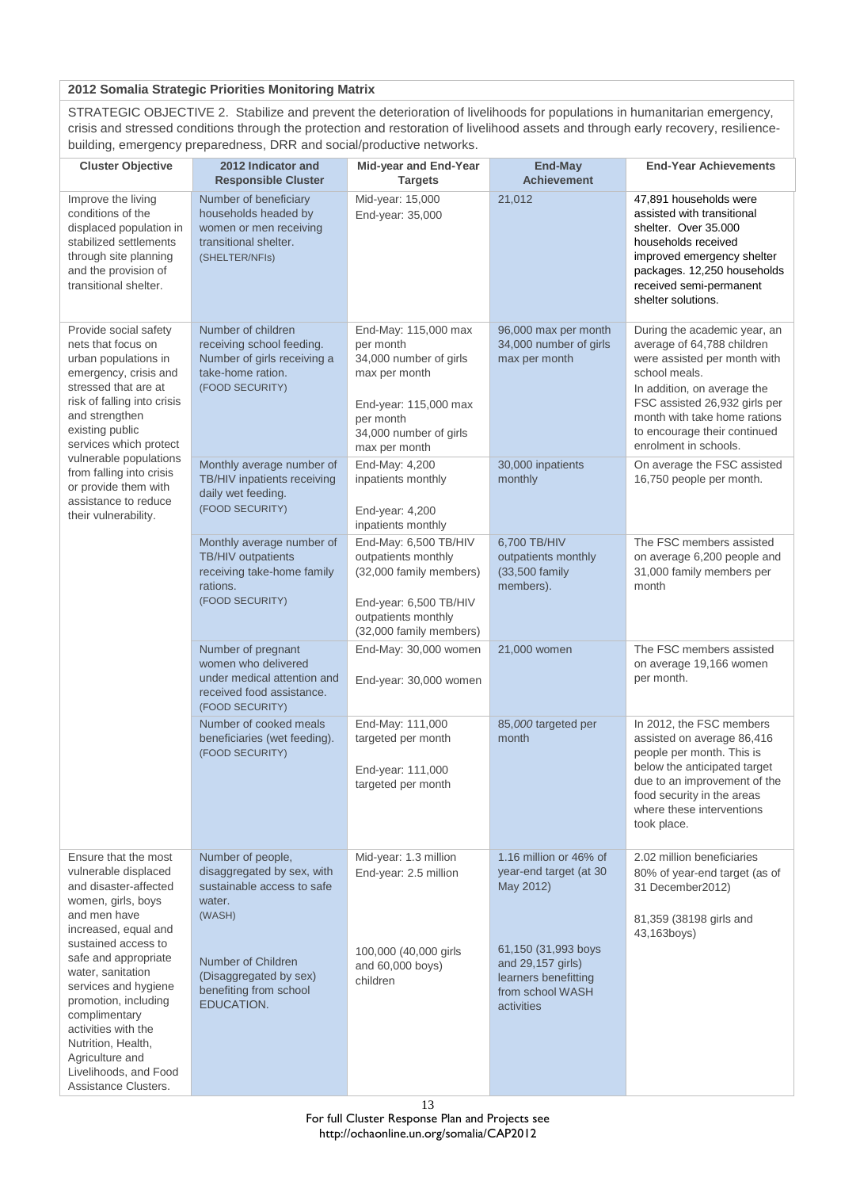**2012 Somalia Strategic Priorities Monitoring Matrix**

STRATEGIC OBJECTIVE 2. Stabilize and prevent the deterioration of livelihoods for populations in humanitarian emergency, crisis and stressed conditions through the protection and restoration of livelihood assets and through early recovery, resilience-building, emergency preparedness, DRR and social/productive networks.

| Cluster Objective | 2012 Indicator and Responsible Cluster | Mid-year and End-Year Targets | End-May Achievement | End-Year Achievements |
|---|---|---|---|---|
| Improve the living conditions of the displaced population in stabilized settlements through site planning and the provision of transitional shelter. | Number of beneficiary households headed by women or men receiving transitional shelter. (SHELTER/NFIs) | Mid-year: 15,000<br>End-year: 35,000 | 21,012 | 47,891 households were assisted with transitional shelter. Over 35.000 households received improved emergency shelter packages. 12,250 households received semi-permanent shelter solutions. |
| Provide social safety nets that focus on urban populations in emergency, crisis and stressed that are at risk of falling into crisis and strengthen existing public services which protect vulnerable populations from falling into crisis or provide them with assistance to reduce their vulnerability. | Number of children receiving school feeding. Number of girls receiving a take-home ration. (FOOD SECURITY) | End-May: 115,000 max per month<br>34,000 number of girls max per month<br><br>End-year: 115,000 max per month<br>34,000 number of girls max per month | 96,000 max per month<br>34,000 number of girls max per month | During the academic year, an average of 64,788 children were assisted per month with school meals.<br>In addition, on average the FSC assisted 26,932 girls per month with take home rations to encourage their continued enrolment in schools. |
| | Monthly average number of TB/HIV inpatients receiving daily wet feeding. (FOOD SECURITY) | End-May: 4,200 inpatients monthly<br><br>End-year: 4,200 inpatients monthly | 30,000 inpatients monthly | On average the FSC assisted 16,750 people per month. |
| | Monthly average number of TB/HIV outpatients receiving take-home family rations. (FOOD SECURITY) | End-May: 6,500 TB/HIV outpatients monthly (32,000 family members)<br><br>End-year: 6,500 TB/HIV outpatients monthly (32,000 family members) | 6,700 TB/HIV outpatients monthly (33,500 family members). | The FSC members assisted on average 6,200 people and 31,000 family members per month |
| | Number of pregnant women who delivered under medical attention and received food assistance. (FOOD SECURITY) | End-May: 30,000 women<br><br>End-year: 30,000 women | 21,000 women | The FSC members assisted on average 19,166 women per month. |
| | Number of cooked meals beneficiaries (wet feeding). (FOOD SECURITY) | End-May: 111,000 targeted per month<br><br>End-year: 111,000 targeted per month | 85,*000* targeted per month | In 2012, the FSC members assisted on average 86,416 people per month. This is below the anticipated target due to an improvement of the food security in the areas where these interventions took place. |
| Ensure that the most vulnerable displaced and disaster-affected women, girls, boys and men have increased, equal and sustained access to safe and appropriate water, sanitation services and hygiene promotion, including complimentary activities with the Nutrition, Health, Agriculture and Livelihoods, and Food Assistance Clusters. | Number of people, disaggregated by sex, with sustainable access to safe water. (WASH)<br><br>Number of Children (Disaggregated by sex) benefiting from school EDUCATION. | Mid-year: 1.3 million<br>End-year: 2.5 million<br><br>100,000 (40,000 girls and 60,000 boys) children | 1.16 million or 46% of year-end target (at 30 May 2012)<br><br>61,150 (31,993 boys and 29,157 girls) learners benefitting from school WASH activities | 2.02 million beneficiaries 80% of year-end target (as of 31 December2012)<br><br>81,359 (38198 girls and 43,163boys) |

For full Cluster Response Plan and Projects see http://ochaonline.un.org/somalia/CAP2012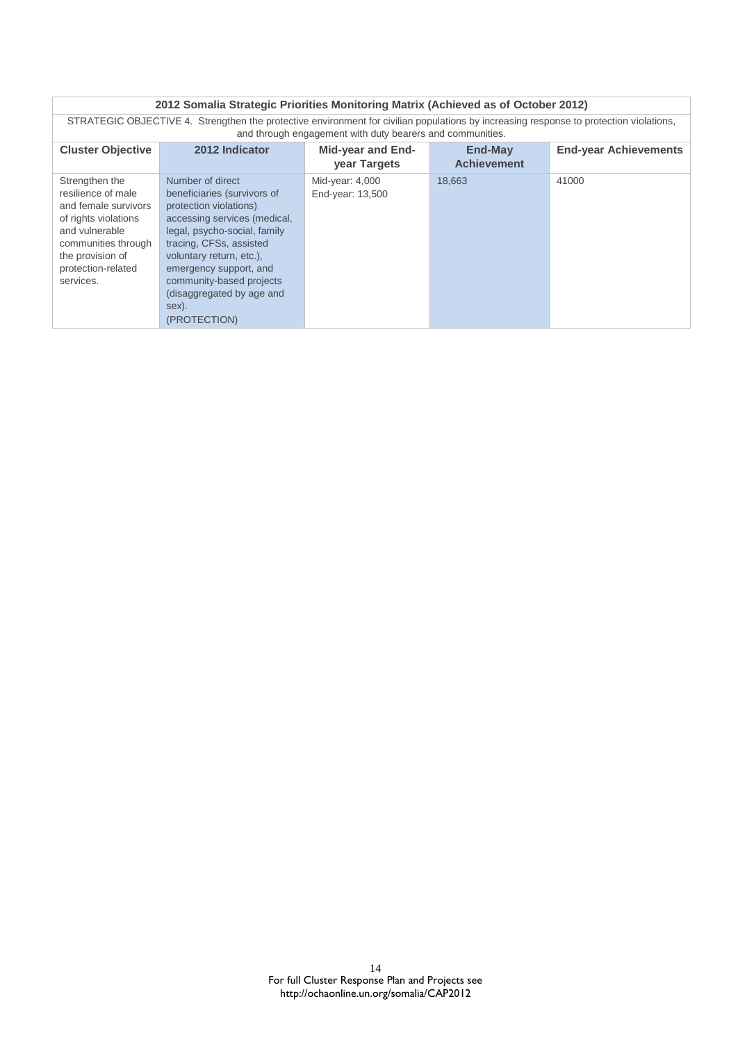| 2012 Somalia Strategic Priorities Monitoring Matrix (Achieved as of October 2012) | | | | |
|---|---|---|---|---|
| STRATEGIC OBJECTIVE 4. Strengthen the protective environment for civilian populations by increasing response to protection violations, and through engagement with duty bearers and communities. | | | | |
| **Cluster Objective** | **2012 Indicator** | **Mid-year and End-year Targets** | **End-May Achievement** | **End-year Achievements** |
| Strengthen the resilience of male and female survivors of rights violations and vulnerable communities through the provision of protection-related services. | Number of direct beneficiaries (survivors of protection violations) accessing services (medical, legal, psycho-social, family tracing, CFSs, assisted voluntary return, etc.), emergency support, and community-based projects (disaggregated by age and sex).<br>(PROTECTION) | Mid-year: 4,000<br>End-year: 13,500 | 18,663 | 41000 |

For full Cluster Response Plan and Projects see
http://ochaonline.un.org/somalia/CAP2012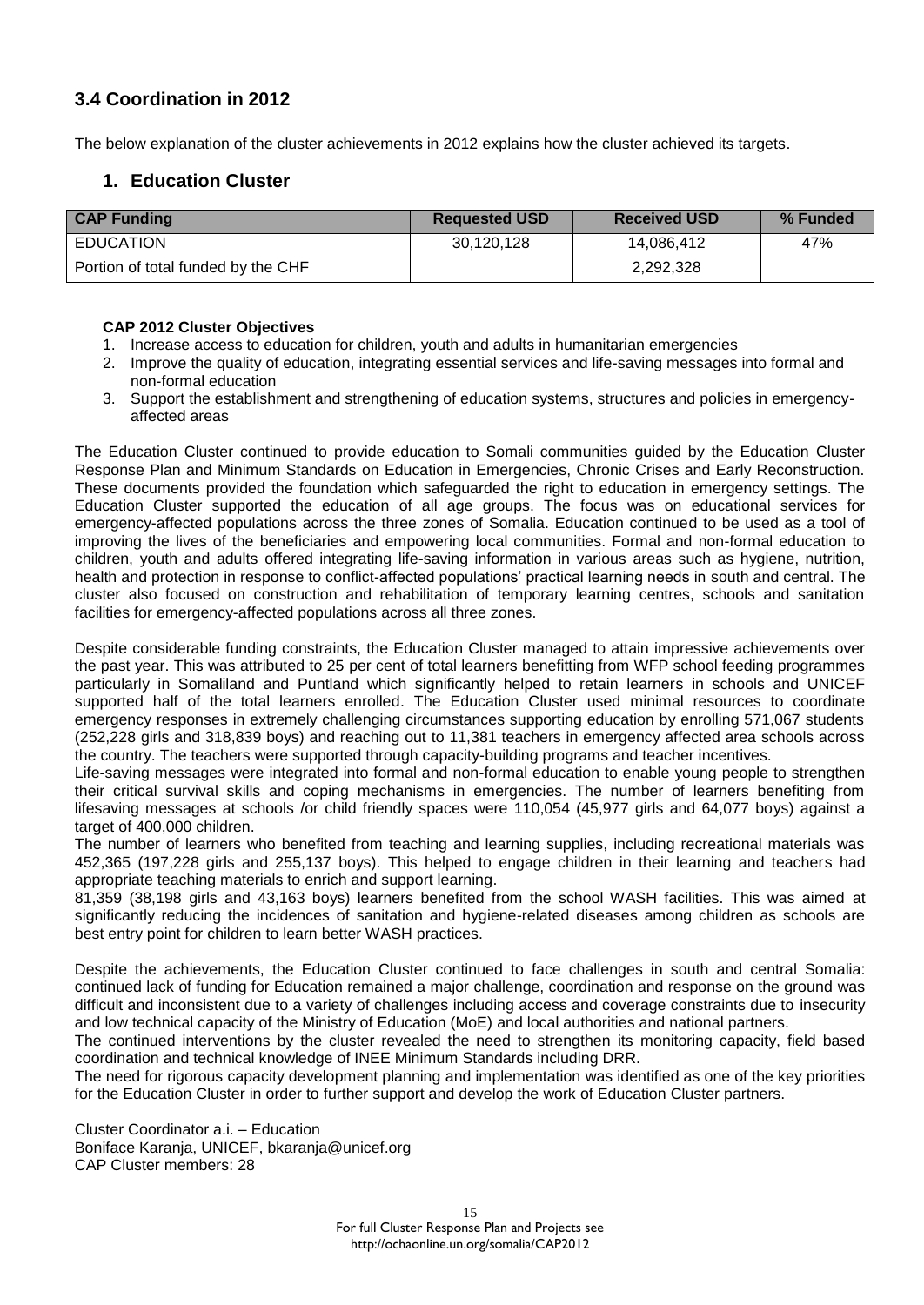## 3.4 Coordination in 2012

The below explanation of the cluster achievements in 2012 explains how the cluster achieved its targets.

### 1. Education Cluster

| CAP Funding | Requested USD | Received USD | % Funded |
| --- | --- | --- | --- |
| EDUCATION | 30,120,128 | 14,086,412 | 47% |
| Portion of total funded by the CHF | | 2,292,328 | |

**CAP 2012 Cluster Objectives**

1. Increase access to education for children, youth and adults in humanitarian emergencies
2. Improve the quality of education, integrating essential services and life-saving messages into formal and non-formal education
3. Support the establishment and strengthening of education systems, structures and policies in emergency-affected areas

The Education Cluster continued to provide education to Somali communities guided by the Education Cluster Response Plan and Minimum Standards on Education in Emergencies, Chronic Crises and Early Reconstruction. These documents provided the foundation which safeguarded the right to education in emergency settings. The Education Cluster supported the education of all age groups. The focus was on educational services for emergency-affected populations across the three zones of Somalia. Education continued to be used as a tool of improving the lives of the beneficiaries and empowering local communities. Formal and non-formal education to children, youth and adults offered integrating life-saving information in various areas such as hygiene, nutrition, health and protection in response to conflict-affected populations' practical learning needs in south and central. The cluster also focused on construction and rehabilitation of temporary learning centres, schools and sanitation facilities for emergency-affected populations across all three zones.

Despite considerable funding constraints, the Education Cluster managed to attain impressive achievements over the past year. This was attributed to 25 per cent of total learners benefitting from WFP school feeding programmes particularly in Somaliland and Puntland which significantly helped to retain learners in schools and UNICEF supported half of the total learners enrolled. The Education Cluster used minimal resources to coordinate emergency responses in extremely challenging circumstances supporting education by enrolling 571,067 students (252,228 girls and 318,839 boys) and reaching out to 11,381 teachers in emergency affected area schools across the country. The teachers were supported through capacity-building programs and teacher incentives.

Life-saving messages were integrated into formal and non-formal education to enable young people to strengthen their critical survival skills and coping mechanisms in emergencies. The number of learners benefiting from lifesaving messages at schools /or child friendly spaces were 110,054 (45,977 girls and 64,077 boys) against a target of 400,000 children.

The number of learners who benefited from teaching and learning supplies, including recreational materials was 452,365 (197,228 girls and 255,137 boys). This helped to engage children in their learning and teachers had appropriate teaching materials to enrich and support learning.

81,359 (38,198 girls and 43,163 boys) learners benefited from the school WASH facilities. This was aimed at significantly reducing the incidences of sanitation and hygiene-related diseases among children as schools are best entry point for children to learn better WASH practices.

Despite the achievements, the Education Cluster continued to face challenges in south and central Somalia: continued lack of funding for Education remained a major challenge, coordination and response on the ground was difficult and inconsistent due to a variety of challenges including access and coverage constraints due to insecurity and low technical capacity of the Ministry of Education (MoE) and local authorities and national partners.

The continued interventions by the cluster revealed the need to strengthen its monitoring capacity, field based coordination and technical knowledge of INEE Minimum Standards including DRR.

The need for rigorous capacity development planning and implementation was identified as one of the key priorities for the Education Cluster in order to further support and develop the work of Education Cluster partners.

Cluster Coordinator a.i. – Education
Boniface Karanja, UNICEF, bkaranja@unicef.org
CAP Cluster members: 28

For full Cluster Response Plan and Projects see
http://ochaonline.un.org/somalia/CAP2012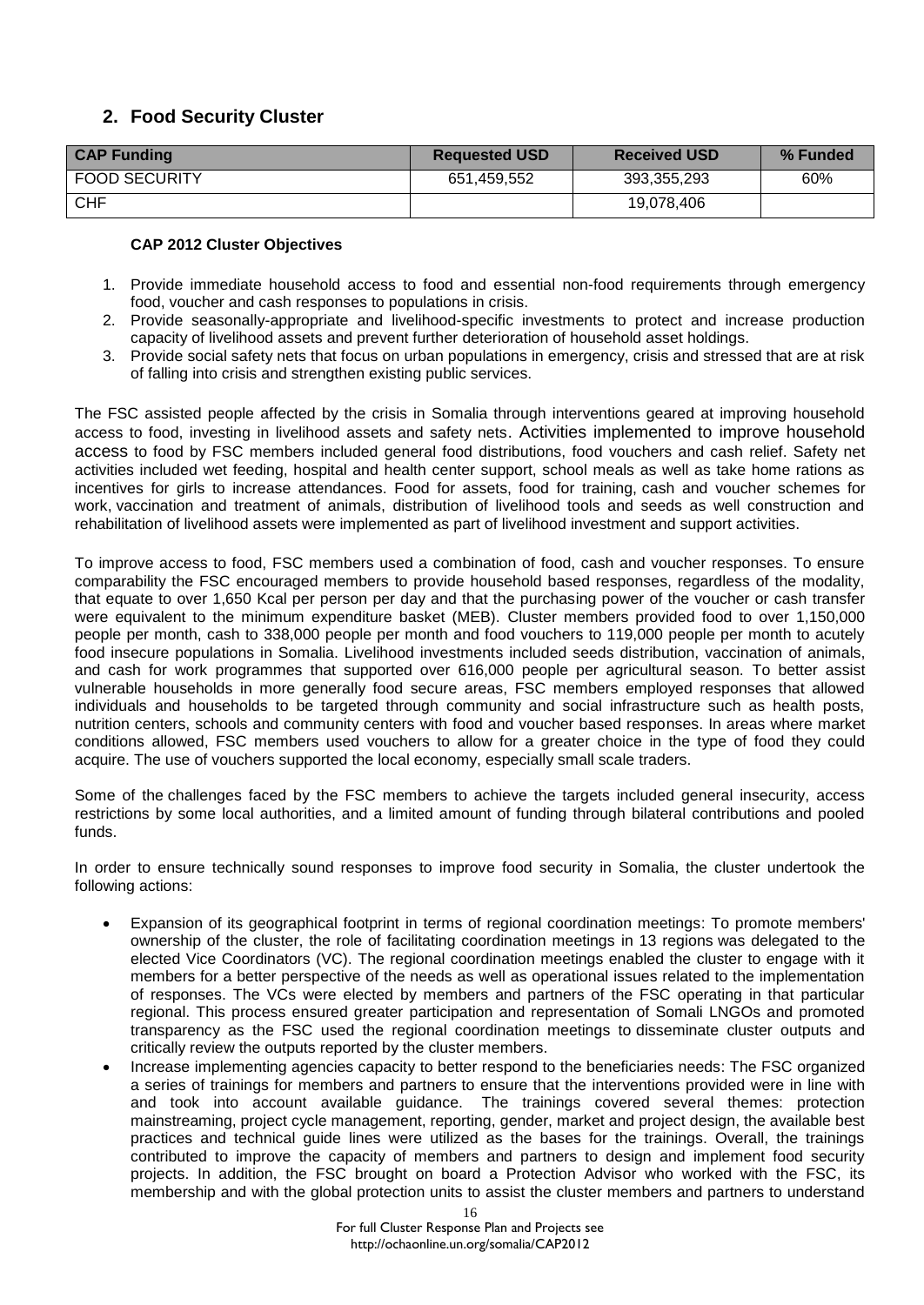## 2. Food Security Cluster

| CAP Funding | Requested USD | Received USD | % Funded |
|---|---|---|---|
| FOOD SECURITY | 651,459,552 | 393,355,293 | 60% |
| CHF | | 19,078,406 | |

**CAP 2012 Cluster Objectives**

1. Provide immediate household access to food and essential non-food requirements through emergency food, voucher and cash responses to populations in crisis.
2. Provide seasonally-appropriate and livelihood-specific investments to protect and increase production capacity of livelihood assets and prevent further deterioration of household asset holdings.
3. Provide social safety nets that focus on urban populations in emergency, crisis and stressed that are at risk of falling into crisis and strengthen existing public services.

The FSC assisted people affected by the crisis in Somalia through interventions geared at improving household access to food, investing in livelihood assets and safety nets. Activities implemented to improve household access to food by FSC members included general food distributions, food vouchers and cash relief. Safety net activities included wet feeding, hospital and health center support, school meals as well as take home rations as incentives for girls to increase attendances. Food for assets, food for training, cash and voucher schemes for work, vaccination and treatment of animals, distribution of livelihood tools and seeds as well construction and rehabilitation of livelihood assets were implemented as part of livelihood investment and support activities.

To improve access to food, FSC members used a combination of food, cash and voucher responses. To ensure comparability the FSC encouraged members to provide household based responses, regardless of the modality, that equate to over 1,650 Kcal per person per day and that the purchasing power of the voucher or cash transfer were equivalent to the minimum expenditure basket (MEB). Cluster members provided food to over 1,150,000 people per month, cash to 338,000 people per month and food vouchers to 119,000 people per month to acutely food insecure populations in Somalia. Livelihood investments included seeds distribution, vaccination of animals, and cash for work programmes that supported over 616,000 people per agricultural season. To better assist vulnerable households in more generally food secure areas, FSC members employed responses that allowed individuals and households to be targeted through community and social infrastructure such as health posts, nutrition centers, schools and community centers with food and voucher based responses. In areas where market conditions allowed, FSC members used vouchers to allow for a greater choice in the type of food they could acquire. The use of vouchers supported the local economy, especially small scale traders.

Some of the challenges faced by the FSC members to achieve the targets included general insecurity, access restrictions by some local authorities, and a limited amount of funding through bilateral contributions and pooled funds.

In order to ensure technically sound responses to improve food security in Somalia, the cluster undertook the following actions:

- Expansion of its geographical footprint in terms of regional coordination meetings: To promote members' ownership of the cluster, the role of facilitating coordination meetings in 13 regions was delegated to the elected Vice Coordinators (VC). The regional coordination meetings enabled the cluster to engage with it members for a better perspective of the needs as well as operational issues related to the implementation of responses. The VCs were elected by members and partners of the FSC operating in that particular regional. This process ensured greater participation and representation of Somali LNGOs and promoted transparency as the FSC used the regional coordination meetings to disseminate cluster outputs and critically review the outputs reported by the cluster members.
- Increase implementing agencies capacity to better respond to the beneficiaries needs: The FSC organized a series of trainings for members and partners to ensure that the interventions provided were in line with and took into account available guidance. The trainings covered several themes: protection mainstreaming, project cycle management, reporting, gender, market and project design, the available best practices and technical guide lines were utilized as the bases for the trainings. Overall, the trainings contributed to improve the capacity of members and partners to design and implement food security projects. In addition, the FSC brought on board a Protection Advisor who worked with the FSC, its membership and with the global protection units to assist the cluster members and partners to understand

For full Cluster Response Plan and Projects see http://ochaonline.un.org/somalia/CAP2012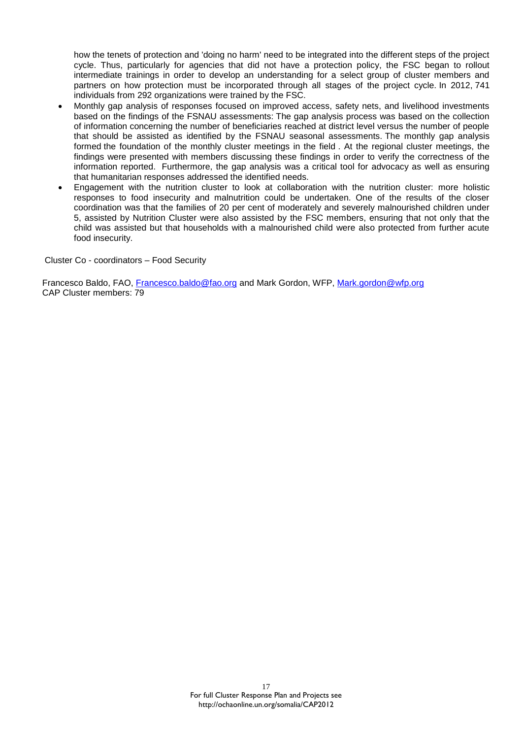how the tenets of protection and 'doing no harm' need to be integrated into the different steps of the project cycle. Thus, particularly for agencies that did not have a protection policy, the FSC began to rollout intermediate trainings in order to develop an understanding for a select group of cluster members and partners on how protection must be incorporated through all stages of the project cycle. In 2012, 741 individuals from 292 organizations were trained by the FSC.

- Monthly gap analysis of responses focused on improved access, safety nets, and livelihood investments based on the findings of the FSNAU assessments: The gap analysis process was based on the collection of information concerning the number of beneficiaries reached at district level versus the number of people that should be assisted as identified by the FSNAU seasonal assessments. The monthly gap analysis formed the foundation of the monthly cluster meetings in the field . At the regional cluster meetings, the findings were presented with members discussing these findings in order to verify the correctness of the information reported. Furthermore, the gap analysis was a critical tool for advocacy as well as ensuring that humanitarian responses addressed the identified needs.
- Engagement with the nutrition cluster to look at collaboration with the nutrition cluster: more holistic responses to food insecurity and malnutrition could be undertaken. One of the results of the closer coordination was that the families of 20 per cent of moderately and severely malnourished children under 5, assisted by Nutrition Cluster were also assisted by the FSC members, ensuring that not only that the child was assisted but that households with a malnourished child were also protected from further acute food insecurity.

Cluster Co - coordinators – Food Security

Francesco Baldo, FAO, Francesco.baldo@fao.org and Mark Gordon, WFP, Mark.gordon@wfp.org
CAP Cluster members: 79

For full Cluster Response Plan and Projects see
http://ochaonline.un.org/somalia/CAP2012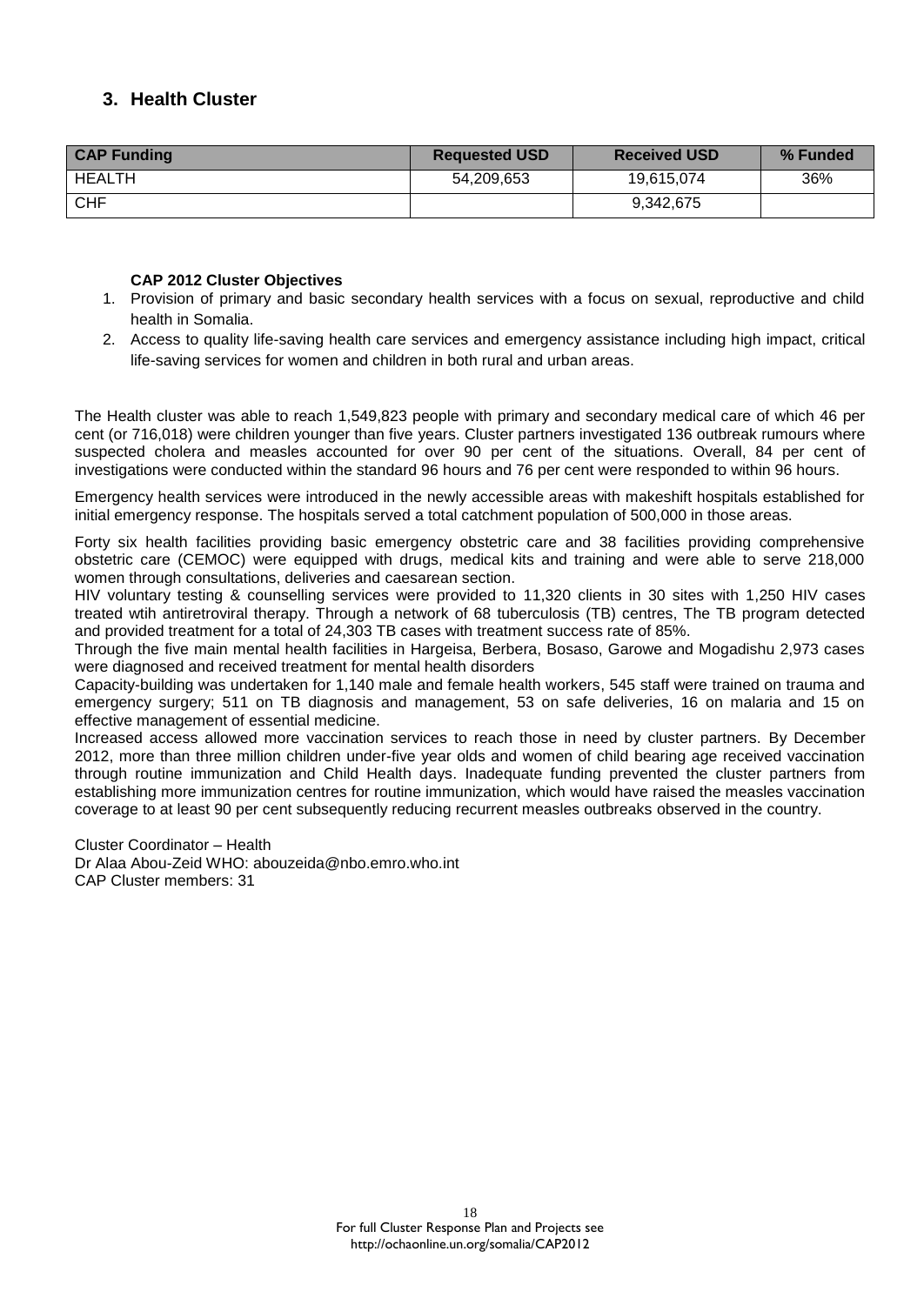## 3. Health Cluster

| CAP Funding | Requested USD | Received USD | % Funded |
|---|---|---|---|
| HEALTH | 54,209,653 | 19,615,074 | 36% |
| CHF | | 9,342,675 | |

**CAP 2012 Cluster Objectives**

1. Provision of primary and basic secondary health services with a focus on sexual, reproductive and child health in Somalia.
2. Access to quality life-saving health care services and emergency assistance including high impact, critical life-saving services for women and children in both rural and urban areas.

The Health cluster was able to reach 1,549,823 people with primary and secondary medical care of which 46 per cent (or 716,018) were children younger than five years. Cluster partners investigated 136 outbreak rumours where suspected cholera and measles accounted for over 90 per cent of the situations. Overall, 84 per cent of investigations were conducted within the standard 96 hours and 76 per cent were responded to within 96 hours.

Emergency health services were introduced in the newly accessible areas with makeshift hospitals established for initial emergency response. The hospitals served a total catchment population of 500,000 in those areas.

Forty six health facilities providing basic emergency obstetric care and 38 facilities providing comprehensive obstetric care (CEMOC) were equipped with drugs, medical kits and training and were able to serve 218,000 women through consultations, deliveries and caesarean section.

HIV voluntary testing & counselling services were provided to 11,320 clients in 30 sites with 1,250 HIV cases treated wtih antiretroviral therapy. Through a network of 68 tuberculosis (TB) centres, The TB program detected and provided treatment for a total of 24,303 TB cases with treatment success rate of 85%.

Through the five main mental health facilities in Hargeisa, Berbera, Bosaso, Garowe and Mogadishu 2,973 cases were diagnosed and received treatment for mental health disorders

Capacity-building was undertaken for 1,140 male and female health workers, 545 staff were trained on trauma and emergency surgery; 511 on TB diagnosis and management, 53 on safe deliveries, 16 on malaria and 15 on effective management of essential medicine.

Increased access allowed more vaccination services to reach those in need by cluster partners. By December 2012, more than three million children under-five year olds and women of child bearing age received vaccination through routine immunization and Child Health days. Inadequate funding prevented the cluster partners from establishing more immunization centres for routine immunization, which would have raised the measles vaccination coverage to at least 90 per cent subsequently reducing recurrent measles outbreaks observed in the country.

Cluster Coordinator – Health
Dr Alaa Abou-Zeid WHO: abouzeida@nbo.emro.who.int
CAP Cluster members: 31

For full Cluster Response Plan and Projects see
http://ochaonline.un.org/somalia/CAP2012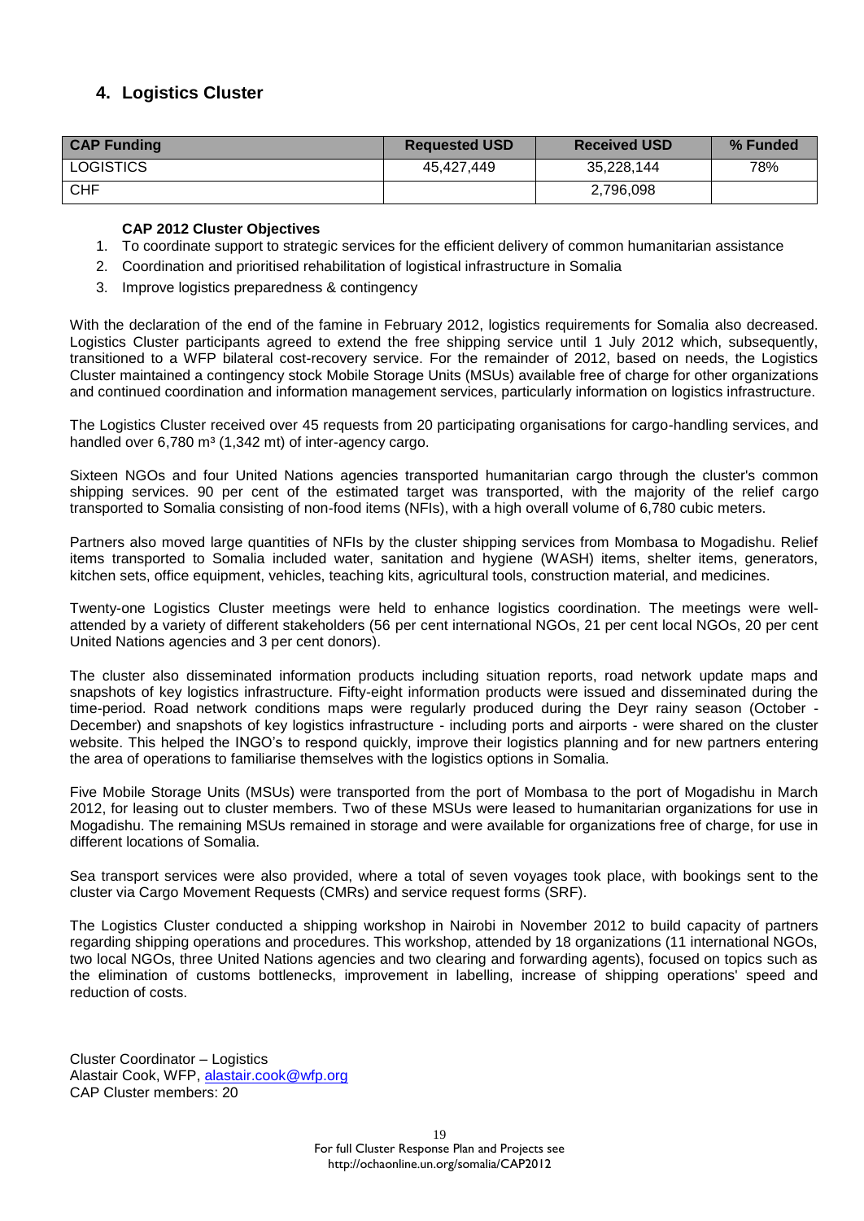## 4. Logistics Cluster

| CAP Funding | Requested USD | Received USD | % Funded |
|---|---|---|---|
| LOGISTICS | 45,427,449 | 35,228,144 | 78% |
| CHF | | 2,796,098 | |

**CAP 2012 Cluster Objectives**

1. To coordinate support to strategic services for the efficient delivery of common humanitarian assistance
2. Coordination and prioritised rehabilitation of logistical infrastructure in Somalia
3. Improve logistics preparedness & contingency

With the declaration of the end of the famine in February 2012, logistics requirements for Somalia also decreased. Logistics Cluster participants agreed to extend the free shipping service until 1 July 2012 which, subsequently, transitioned to a WFP bilateral cost-recovery service. For the remainder of 2012, based on needs, the Logistics Cluster maintained a contingency stock Mobile Storage Units (MSUs) available free of charge for other organizations and continued coordination and information management services, particularly information on logistics infrastructure.

The Logistics Cluster received over 45 requests from 20 participating organisations for cargo-handling services, and handled over 6,780 m³ (1,342 mt) of inter-agency cargo.

Sixteen NGOs and four United Nations agencies transported humanitarian cargo through the cluster's common shipping services. 90 per cent of the estimated target was transported, with the majority of the relief cargo transported to Somalia consisting of non-food items (NFIs), with a high overall volume of 6,780 cubic meters.

Partners also moved large quantities of NFIs by the cluster shipping services from Mombasa to Mogadishu. Relief items transported to Somalia included water, sanitation and hygiene (WASH) items, shelter items, generators, kitchen sets, office equipment, vehicles, teaching kits, agricultural tools, construction material, and medicines.

Twenty-one Logistics Cluster meetings were held to enhance logistics coordination. The meetings were well-attended by a variety of different stakeholders (56 per cent international NGOs, 21 per cent local NGOs, 20 per cent United Nations agencies and 3 per cent donors).

The cluster also disseminated information products including situation reports, road network update maps and snapshots of key logistics infrastructure. Fifty-eight information products were issued and disseminated during the time-period. Road network conditions maps were regularly produced during the Deyr rainy season (October - December) and snapshots of key logistics infrastructure - including ports and airports - were shared on the cluster website. This helped the INGO's to respond quickly, improve their logistics planning and for new partners entering the area of operations to familiarise themselves with the logistics options in Somalia.

Five Mobile Storage Units (MSUs) were transported from the port of Mombasa to the port of Mogadishu in March 2012, for leasing out to cluster members. Two of these MSUs were leased to humanitarian organizations for use in Mogadishu. The remaining MSUs remained in storage and were available for organizations free of charge, for use in different locations of Somalia.

Sea transport services were also provided, where a total of seven voyages took place, with bookings sent to the cluster via Cargo Movement Requests (CMRs) and service request forms (SRF).

The Logistics Cluster conducted a shipping workshop in Nairobi in November 2012 to build capacity of partners regarding shipping operations and procedures. This workshop, attended by 18 organizations (11 international NGOs, two local NGOs, three United Nations agencies and two clearing and forwarding agents), focused on topics such as the elimination of customs bottlenecks, improvement in labelling, increase of shipping operations' speed and reduction of costs.

Cluster Coordinator – Logistics
Alastair Cook, WFP, alastair.cook@wfp.org
CAP Cluster members: 20

For full Cluster Response Plan and Projects see
http://ochaonline.un.org/somalia/CAP2012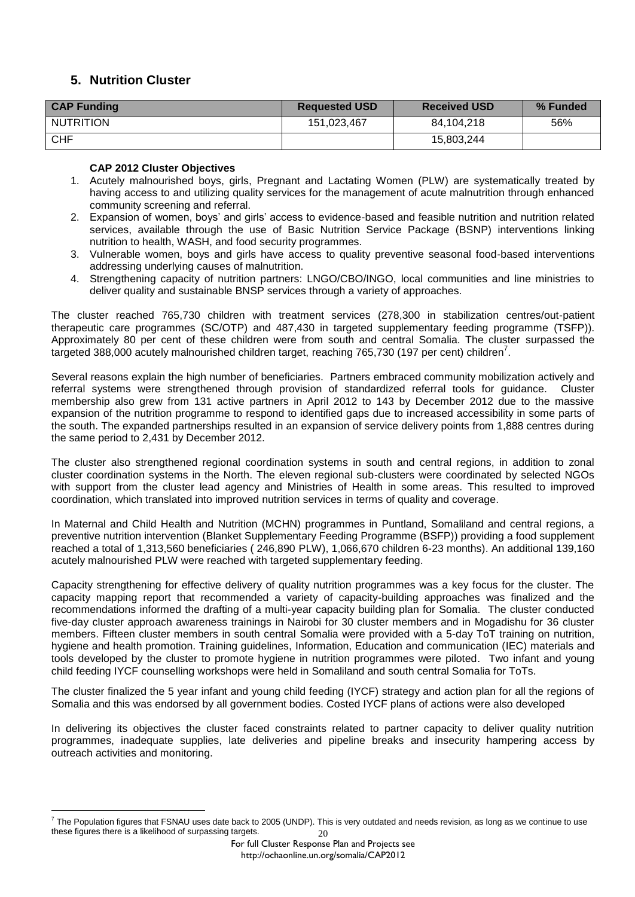## 5. Nutrition Cluster

| CAP Funding | Requested USD | Received USD | % Funded |
|---|---|---|---|
| NUTRITION | 151,023,467 | 84,104,218 | 56% |
| CHF | | 15,803,244 | |

**CAP 2012 Cluster Objectives**

1. Acutely malnourished boys, girls, Pregnant and Lactating Women (PLW) are systematically treated by having access to and utilizing quality services for the management of acute malnutrition through enhanced community screening and referral.
2. Expansion of women, boys' and girls' access to evidence-based and feasible nutrition and nutrition related services, available through the use of Basic Nutrition Service Package (BSNP) interventions linking nutrition to health, WASH, and food security programmes.
3. Vulnerable women, boys and girls have access to quality preventive seasonal food-based interventions addressing underlying causes of malnutrition.
4. Strengthening capacity of nutrition partners: LNGO/CBO/INGO, local communities and line ministries to deliver quality and sustainable BNSP services through a variety of approaches.

The cluster reached 765,730 children with treatment services (278,300 in stabilization centres/out-patient therapeutic care programmes (SC/OTP) and 487,430 in targeted supplementary feeding programme (TSFP)). Approximately 80 per cent of these children were from south and central Somalia. The cluster surpassed the targeted 388,000 acutely malnourished children target, reaching 765,730 (197 per cent) children[7].

Several reasons explain the high number of beneficiaries. Partners embraced community mobilization actively and referral systems were strengthened through provision of standardized referral tools for guidance. Cluster membership also grew from 131 active partners in April 2012 to 143 by December 2012 due to the massive expansion of the nutrition programme to respond to identified gaps due to increased accessibility in some parts of the south. The expanded partnerships resulted in an expansion of service delivery points from 1,888 centres during the same period to 2,431 by December 2012.

The cluster also strengthened regional coordination systems in south and central regions, in addition to zonal cluster coordination systems in the North. The eleven regional sub-clusters were coordinated by selected NGOs with support from the cluster lead agency and Ministries of Health in some areas. This resulted to improved coordination, which translated into improved nutrition services in terms of quality and coverage.

In Maternal and Child Health and Nutrition (MCHN) programmes in Puntland, Somaliland and central regions, a preventive nutrition intervention (Blanket Supplementary Feeding Programme (BSFP)) providing a food supplement reached a total of 1,313,560 beneficiaries ( 246,890 PLW), 1,066,670 children 6-23 months). An additional 139,160 acutely malnourished PLW were reached with targeted supplementary feeding.

Capacity strengthening for effective delivery of quality nutrition programmes was a key focus for the cluster. The capacity mapping report that recommended a variety of capacity-building approaches was finalized and the recommendations informed the drafting of a multi-year capacity building plan for Somalia. The cluster conducted five-day cluster approach awareness trainings in Nairobi for 30 cluster members and in Mogadishu for 36 cluster members. Fifteen cluster members in south central Somalia were provided with a 5-day ToT training on nutrition, hygiene and health promotion. Training guidelines, Information, Education and communication (IEC) materials and tools developed by the cluster to promote hygiene in nutrition programmes were piloted. Two infant and young child feeding IYCF counselling workshops were held in Somaliland and south central Somalia for ToTs.

The cluster finalized the 5 year infant and young child feeding (IYCF) strategy and action plan for all the regions of Somalia and this was endorsed by all government bodies. Costed IYCF plans of actions were also developed

In delivering its objectives the cluster faced constraints related to partner capacity to deliver quality nutrition programmes, inadequate supplies, late deliveries and pipeline breaks and insecurity hampering access by outreach activities and monitoring.

[7] The Population figures that FSNAU uses date back to 2005 (UNDP). This is very outdated and needs revision, as long as we continue to use these figures there is a likelihood of surpassing targets.

For full Cluster Response Plan and Projects see
http://ochaonline.un.org/somalia/CAP2012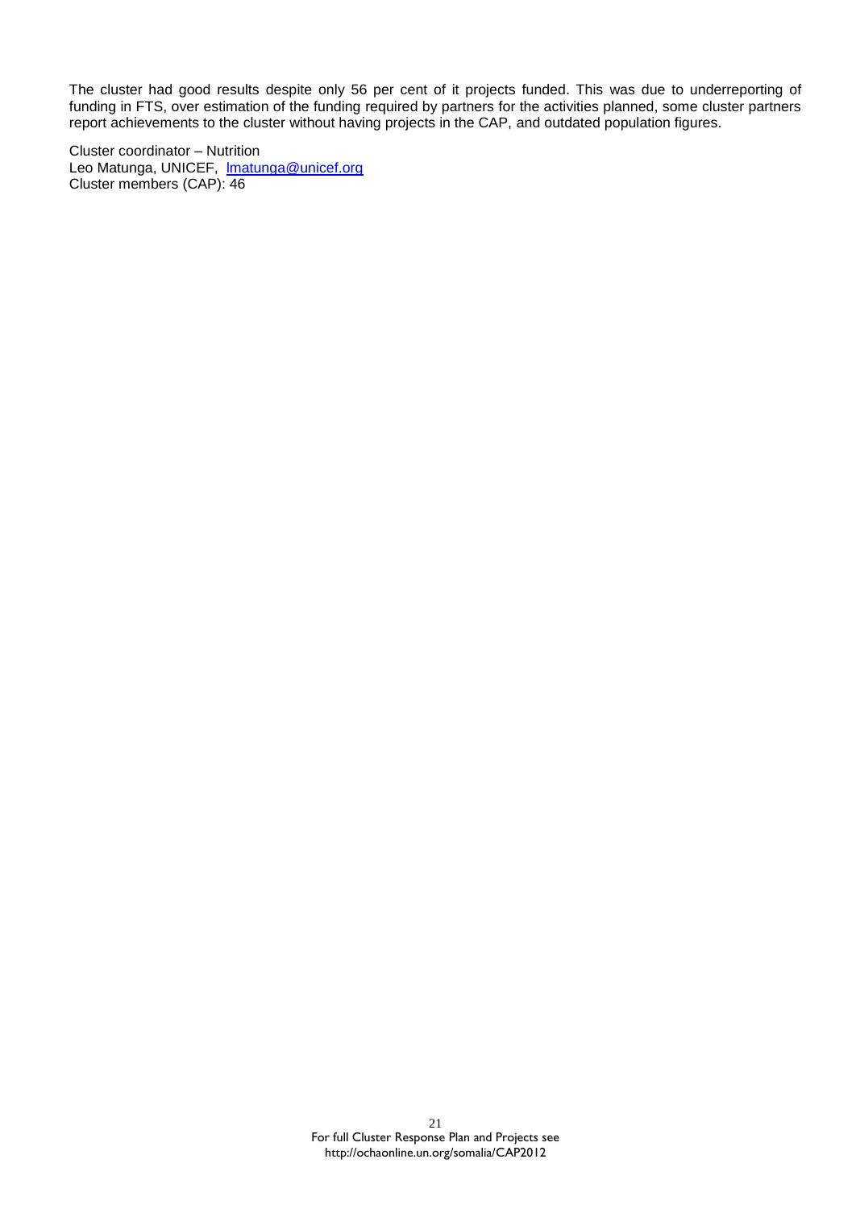The cluster had good results despite only 56 per cent of it projects funded. This was due to underreporting of funding in FTS, over estimation of the funding required by partners for the activities planned, some cluster partners report achievements to the cluster without having projects in the CAP, and outdated population figures.

Cluster coordinator – Nutrition
Leo Matunga, UNICEF, lmatunga@unicef.org
Cluster members (CAP): 46

For full Cluster Response Plan and Projects see http://ochaonline.un.org/somalia/CAP2012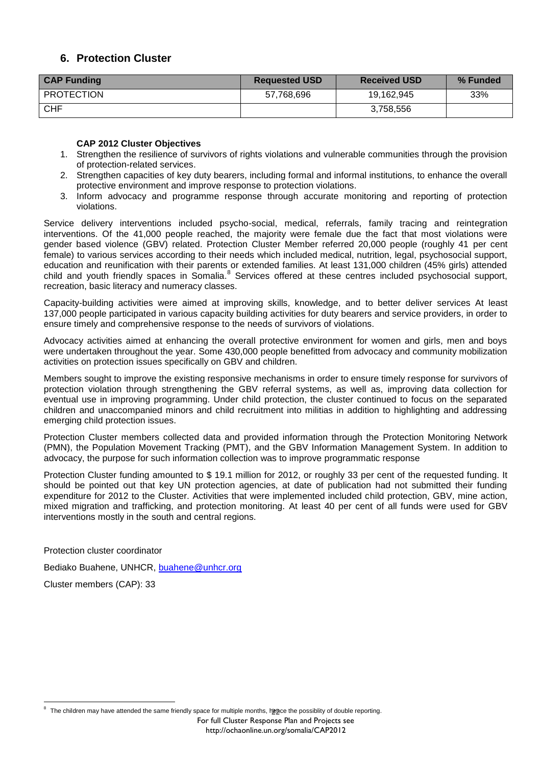## 6. Protection Cluster

| CAP Funding | Requested USD | Received USD | % Funded |
|---|---|---|---|
| PROTECTION | 57,768,696 | 19,162,945 | 33% |
| CHF | | 3,758,556 | |

**CAP 2012 Cluster Objectives**

1. Strengthen the resilience of survivors of rights violations and vulnerable communities through the provision of protection-related services.
2. Strengthen capacities of key duty bearers, including formal and informal institutions, to enhance the overall protective environment and improve response to protection violations.
3. Inform advocacy and programme response through accurate monitoring and reporting of protection violations.

Service delivery interventions included psycho-social, medical, referrals, family tracing and reintegration interventions. Of the 41,000 people reached, the majority were female due the fact that most violations were gender based violence (GBV) related. Protection Cluster Member referred 20,000 people (roughly 41 per cent female) to various services according to their needs which included medical, nutrition, legal, psychosocial support, education and reunification with their parents or extended families. At least 131,000 children (45% girls) attended child and youth friendly spaces in Somalia.[8] Services offered at these centres included psychosocial support, recreation, basic literacy and numeracy classes.

Capacity-building activities were aimed at improving skills, knowledge, and to better deliver services At least 137,000 people participated in various capacity building activities for duty bearers and service providers, in order to ensure timely and comprehensive response to the needs of survivors of violations.

Advocacy activities aimed at enhancing the overall protective environment for women and girls, men and boys were undertaken throughout the year. Some 430,000 people benefitted from advocacy and community mobilization activities on protection issues specifically on GBV and children.

Members sought to improve the existing responsive mechanisms in order to ensure timely response for survivors of protection violation through strengthening the GBV referral systems, as well as, improving data collection for eventual use in improving programming. Under child protection, the cluster continued to focus on the separated children and unaccompanied minors and child recruitment into militias in addition to highlighting and addressing emerging child protection issues.

Protection Cluster members collected data and provided information through the Protection Monitoring Network (PMN), the Population Movement Tracking (PMT), and the GBV Information Management System. In addition to advocacy, the purpose for such information collection was to improve programmatic response

Protection Cluster funding amounted to $ 19.1 million for 2012, or roughly 33 per cent of the requested funding. It should be pointed out that key UN protection agencies, at date of publication had not submitted their funding expenditure for 2012 to the Cluster. Activities that were implemented included child protection, GBV, mine action, mixed migration and trafficking, and protection monitoring. At least 40 per cent of all funds were used for GBV interventions mostly in the south and central regions.

Protection cluster coordinator

Bediako Buahene, UNHCR, buahene@unhcr.org

Cluster members (CAP): 33

[8] The children may have attended the same friendly space for multiple months, hence the possiblity of double reporting.

For full Cluster Response Plan and Projects see
http://ochaonline.un.org/somalia/CAP2012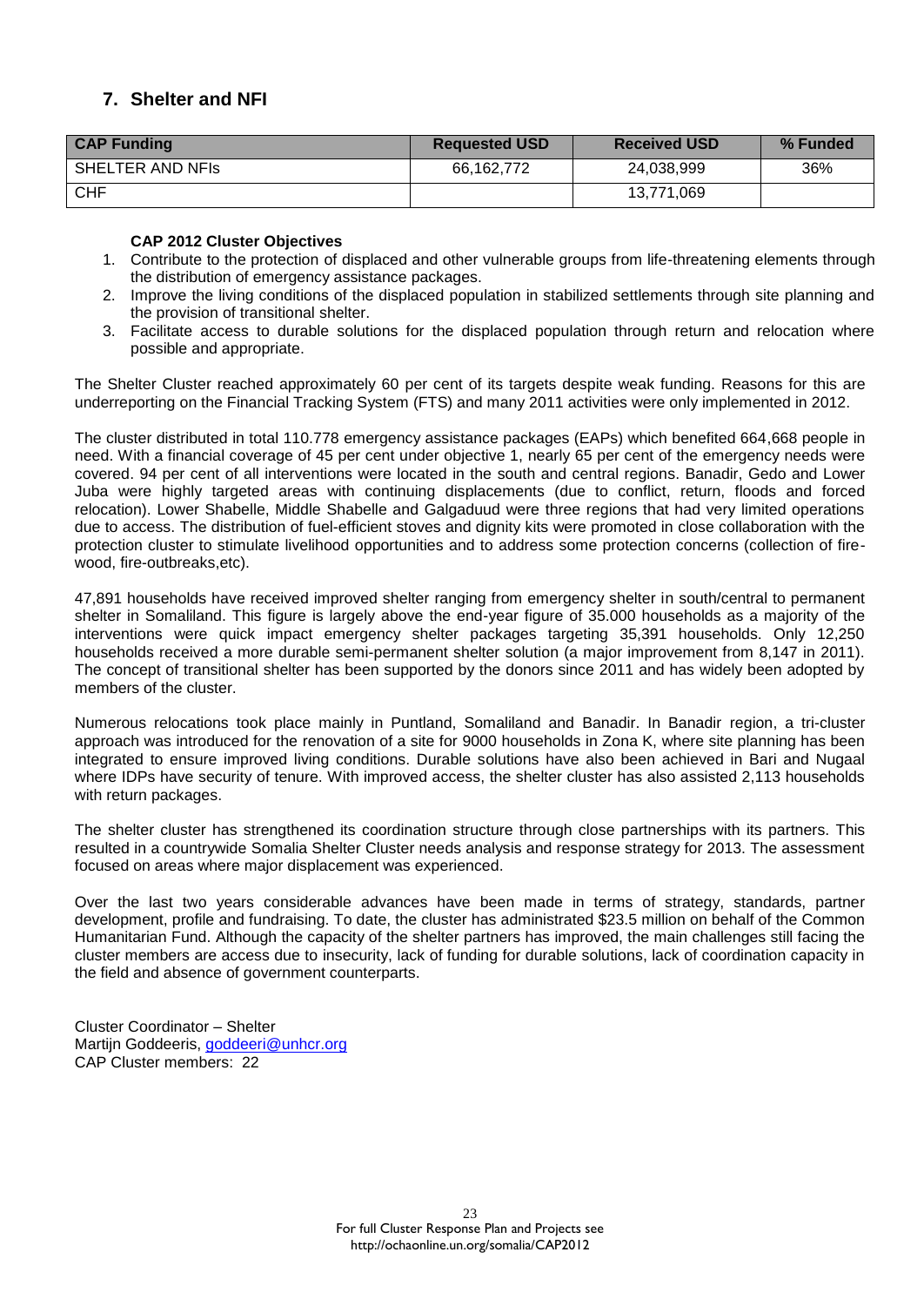## 7. Shelter and NFI

| CAP Funding | Requested USD | Received USD | % Funded |
|---|---|---|---|
| SHELTER AND NFIs | 66,162,772 | 24,038,999 | 36% |
| CHF | | 13,771,069 | |

**CAP 2012 Cluster Objectives**

1. Contribute to the protection of displaced and other vulnerable groups from life-threatening elements through the distribution of emergency assistance packages.
2. Improve the living conditions of the displaced population in stabilized settlements through site planning and the provision of transitional shelter.
3. Facilitate access to durable solutions for the displaced population through return and relocation where possible and appropriate.

The Shelter Cluster reached approximately 60 per cent of its targets despite weak funding. Reasons for this are underreporting on the Financial Tracking System (FTS) and many 2011 activities were only implemented in 2012.

The cluster distributed in total 110.778 emergency assistance packages (EAPs) which benefited 664,668 people in need. With a financial coverage of 45 per cent under objective 1, nearly 65 per cent of the emergency needs were covered. 94 per cent of all interventions were located in the south and central regions. Banadir, Gedo and Lower Juba were highly targeted areas with continuing displacements (due to conflict, return, floods and forced relocation). Lower Shabelle, Middle Shabelle and Galgaduud were three regions that had very limited operations due to access. The distribution of fuel-efficient stoves and dignity kits were promoted in close collaboration with the protection cluster to stimulate livelihood opportunities and to address some protection concerns (collection of fire-wood, fire-outbreaks,etc).

47,891 households have received improved shelter ranging from emergency shelter in south/central to permanent shelter in Somaliland. This figure is largely above the end-year figure of 35.000 households as a majority of the interventions were quick impact emergency shelter packages targeting 35,391 households. Only 12,250 households received a more durable semi-permanent shelter solution (a major improvement from 8,147 in 2011). The concept of transitional shelter has been supported by the donors since 2011 and has widely been adopted by members of the cluster.

Numerous relocations took place mainly in Puntland, Somaliland and Banadir. In Banadir region, a tri-cluster approach was introduced for the renovation of a site for 9000 households in Zona K, where site planning has been integrated to ensure improved living conditions. Durable solutions have also been achieved in Bari and Nugaal where IDPs have security of tenure. With improved access, the shelter cluster has also assisted 2,113 households with return packages.

The shelter cluster has strengthened its coordination structure through close partnerships with its partners. This resulted in a countrywide Somalia Shelter Cluster needs analysis and response strategy for 2013. The assessment focused on areas where major displacement was experienced.

Over the last two years considerable advances have been made in terms of strategy, standards, partner development, profile and fundraising. To date, the cluster has administrated $23.5 million on behalf of the Common Humanitarian Fund. Although the capacity of the shelter partners has improved, the main challenges still facing the cluster members are access due to insecurity, lack of funding for durable solutions, lack of coordination capacity in the field and absence of government counterparts.

Cluster Coordinator – Shelter
Martijn Goddeeris, goddeeri@unhcr.org
CAP Cluster members: 22

For full Cluster Response Plan and Projects see
http://ochaonline.un.org/somalia/CAP2012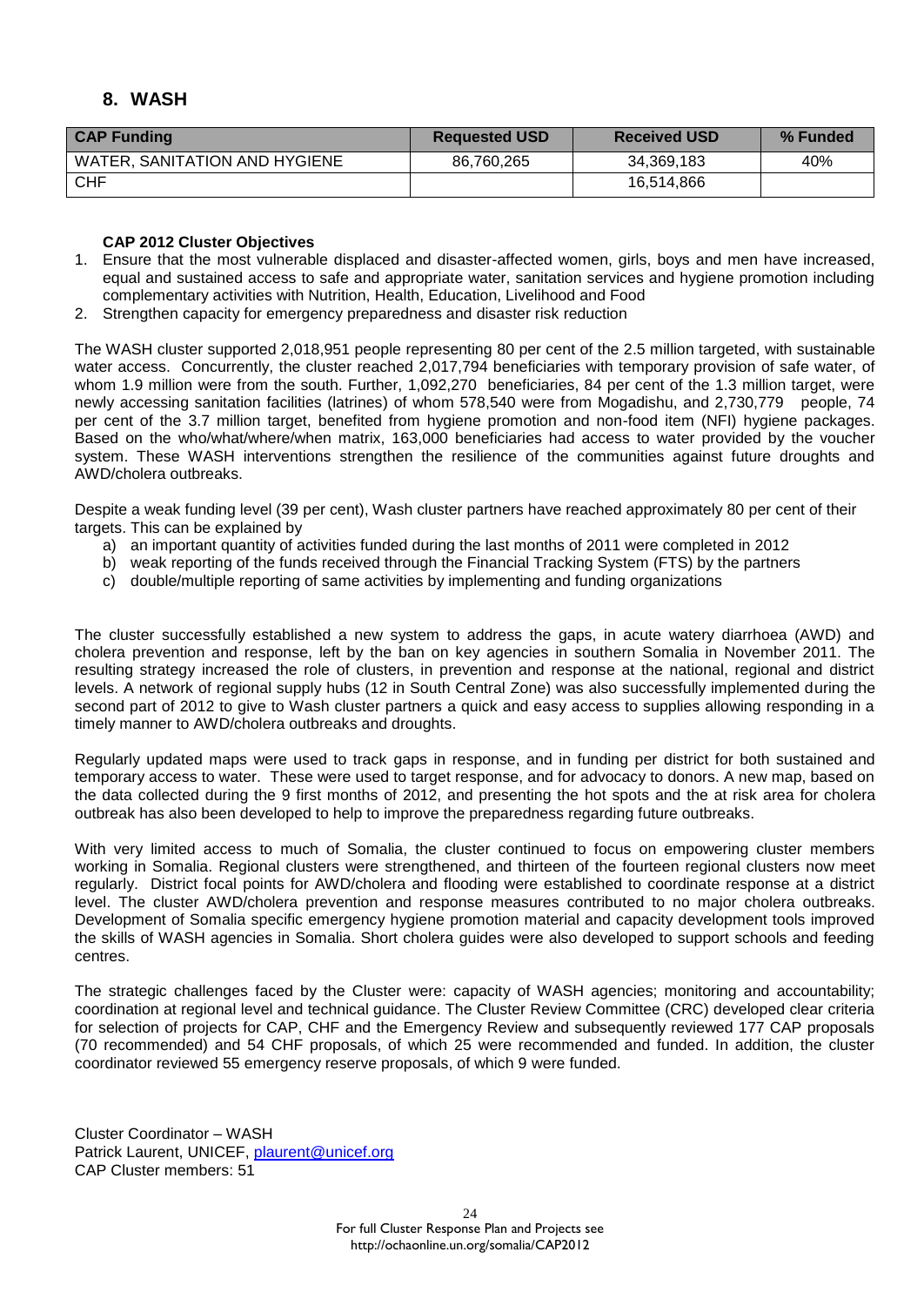## 8. WASH

| CAP Funding | Requested USD | Received USD | % Funded |
|---|---|---|---|
| WATER, SANITATION AND HYGIENE | 86,760,265 | 34,369,183 | 40% |
| CHF | | 16,514,866 | |

**CAP 2012 Cluster Objectives**

1. Ensure that the most vulnerable displaced and disaster-affected women, girls, boys and men have increased, equal and sustained access to safe and appropriate water, sanitation services and hygiene promotion including complementary activities with Nutrition, Health, Education, Livelihood and Food
2. Strengthen capacity for emergency preparedness and disaster risk reduction

The WASH cluster supported 2,018,951 people representing 80 per cent of the 2.5 million targeted, with sustainable water access. Concurrently, the cluster reached 2,017,794 beneficiaries with temporary provision of safe water, of whom 1.9 million were from the south. Further, 1,092,270 beneficiaries, 84 per cent of the 1.3 million target, were newly accessing sanitation facilities (latrines) of whom 578,540 were from Mogadishu, and 2,730,779 people, 74 per cent of the 3.7 million target, benefited from hygiene promotion and non-food item (NFI) hygiene packages. Based on the who/what/where/when matrix, 163,000 beneficiaries had access to water provided by the voucher system. These WASH interventions strengthen the resilience of the communities against future droughts and AWD/cholera outbreaks.

Despite a weak funding level (39 per cent), Wash cluster partners have reached approximately 80 per cent of their targets. This can be explained by

a) an important quantity of activities funded during the last months of 2011 were completed in 2012
b) weak reporting of the funds received through the Financial Tracking System (FTS) by the partners
c) double/multiple reporting of same activities by implementing and funding organizations

The cluster successfully established a new system to address the gaps, in acute watery diarrhoea (AWD) and cholera prevention and response, left by the ban on key agencies in southern Somalia in November 2011. The resulting strategy increased the role of clusters, in prevention and response at the national, regional and district levels. A network of regional supply hubs (12 in South Central Zone) was also successfully implemented during the second part of 2012 to give to Wash cluster partners a quick and easy access to supplies allowing responding in a timely manner to AWD/cholera outbreaks and droughts.

Regularly updated maps were used to track gaps in response, and in funding per district for both sustained and temporary access to water. These were used to target response, and for advocacy to donors. A new map, based on the data collected during the 9 first months of 2012, and presenting the hot spots and the at risk area for cholera outbreak has also been developed to help to improve the preparedness regarding future outbreaks.

With very limited access to much of Somalia, the cluster continued to focus on empowering cluster members working in Somalia. Regional clusters were strengthened, and thirteen of the fourteen regional clusters now meet regularly. District focal points for AWD/cholera and flooding were established to coordinate response at a district level. The cluster AWD/cholera prevention and response measures contributed to no major cholera outbreaks. Development of Somalia specific emergency hygiene promotion material and capacity development tools improved the skills of WASH agencies in Somalia. Short cholera guides were also developed to support schools and feeding centres.

The strategic challenges faced by the Cluster were: capacity of WASH agencies; monitoring and accountability; coordination at regional level and technical guidance. The Cluster Review Committee (CRC) developed clear criteria for selection of projects for CAP, CHF and the Emergency Review and subsequently reviewed 177 CAP proposals (70 recommended) and 54 CHF proposals, of which 25 were recommended and funded. In addition, the cluster coordinator reviewed 55 emergency reserve proposals, of which 9 were funded.

Cluster Coordinator – WASH
Patrick Laurent, UNICEF, plaurent@unicef.org
CAP Cluster members: 51

For full Cluster Response Plan and Projects see
http://ochaonline.un.org/somalia/CAP2012